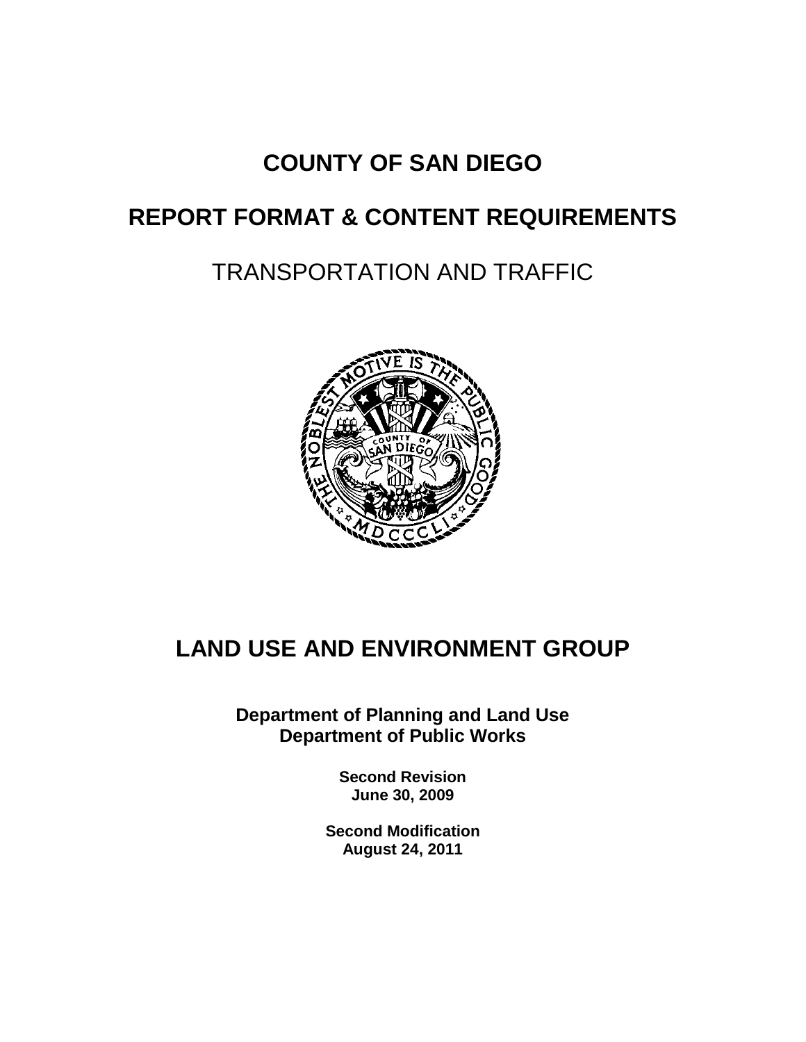# COUNTY OF SAN DIEGO

# REPORT FORMAT & CONTENT REQUIREMENTS

## TRANSPORTATION AND TRAFFIC

# LAND USE AND ENVIRONMENT GROUP

**Department of Planning and Land Use**
**Department of Public Works**

**Second Revision**
**June 30, 2009**

**Second Modification**
**August 24, 2011**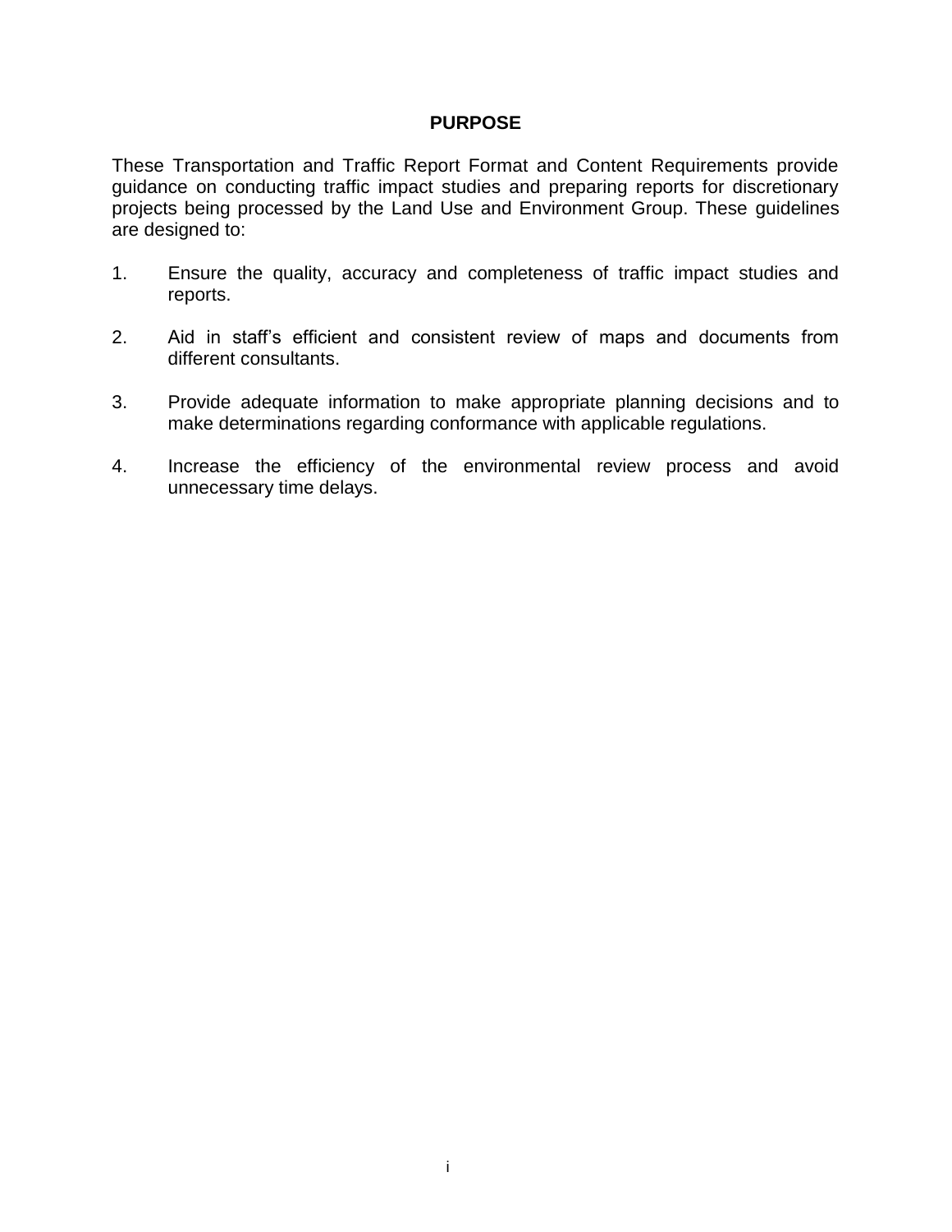# PURPOSE

These Transportation and Traffic Report Format and Content Requirements provide guidance on conducting traffic impact studies and preparing reports for discretionary projects being processed by the Land Use and Environment Group. These guidelines are designed to:

1. Ensure the quality, accuracy and completeness of traffic impact studies and reports.
2. Aid in staff's efficient and consistent review of maps and documents from different consultants.
3. Provide adequate information to make appropriate planning decisions and to make determinations regarding conformance with applicable regulations.
4. Increase the efficiency of the environmental review process and avoid unnecessary time delays.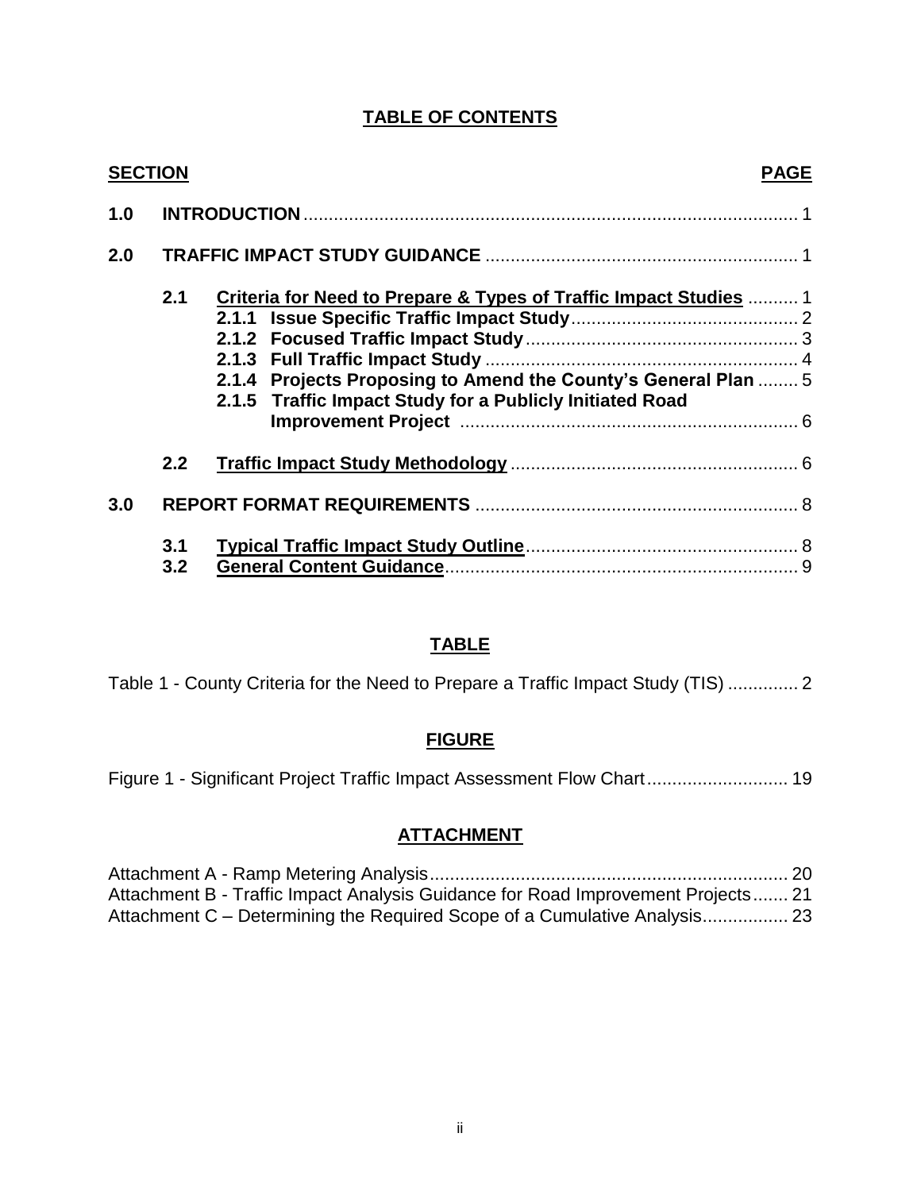# TABLE OF CONTENTS

| SECTION | | PAGE |
|---|---|---|
| **1.0** | **INTRODUCTION** | 1 |
| **2.0** | **TRAFFIC IMPACT STUDY GUIDANCE** | 1 |
| **2.1** | **Criteria for Need to Prepare & Types of Traffic Impact Studies** | 1 |
| | **2.1.1 Issue Specific Traffic Impact Study** | 2 |
| | **2.1.2 Focused Traffic Impact Study** | 3 |
| | **2.1.3 Full Traffic Impact Study** | 4 |
| | **2.1.4 Projects Proposing to Amend the County's General Plan** | 5 |
| | **2.1.5 Traffic Impact Study for a Publicly Initiated Road Improvement Project** | 6 |
| **2.2** | **Traffic Impact Study Methodology** | 6 |
| **3.0** | **REPORT FORMAT REQUIREMENTS** | 8 |
| **3.1** | **Typical Traffic Impact Study Outline** | 8 |
| **3.2** | **General Content Guidance** | 9 |

## TABLE

Table 1 - County Criteria for the Need to Prepare a Traffic Impact Study (TIS) .............. 2

## FIGURE

Figure 1 - Significant Project Traffic Impact Assessment Flow Chart............................ 19

## ATTACHMENT

Attachment A - Ramp Metering Analysis....................................................................... 20
Attachment B - Traffic Impact Analysis Guidance for Road Improvement Projects....... 21
Attachment C – Determining the Required Scope of a Cumulative Analysis................. 23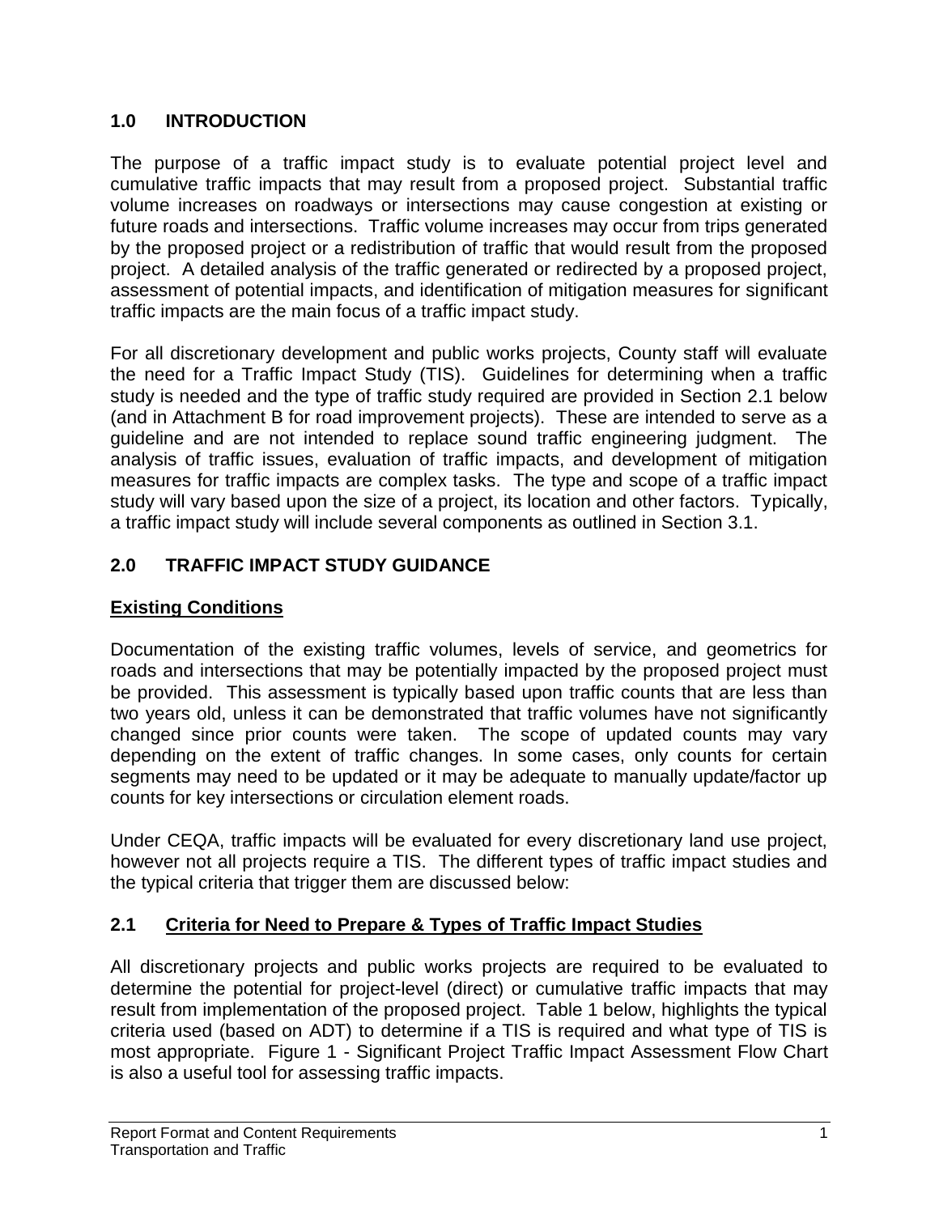## 1.0 INTRODUCTION

The purpose of a traffic impact study is to evaluate potential project level and cumulative traffic impacts that may result from a proposed project. Substantial traffic volume increases on roadways or intersections may cause congestion at existing or future roads and intersections. Traffic volume increases may occur from trips generated by the proposed project or a redistribution of traffic that would result from the proposed project. A detailed analysis of the traffic generated or redirected by a proposed project, assessment of potential impacts, and identification of mitigation measures for significant traffic impacts are the main focus of a traffic impact study.

For all discretionary development and public works projects, County staff will evaluate the need for a Traffic Impact Study (TIS). Guidelines for determining when a traffic study is needed and the type of traffic study required are provided in Section 2.1 below (and in Attachment B for road improvement projects). These are intended to serve as a guideline and are not intended to replace sound traffic engineering judgment. The analysis of traffic issues, evaluation of traffic impacts, and development of mitigation measures for traffic impacts are complex tasks. The type and scope of a traffic impact study will vary based upon the size of a project, its location and other factors. Typically, a traffic impact study will include several components as outlined in Section 3.1.

## 2.0 TRAFFIC IMPACT STUDY GUIDANCE

### Existing Conditions

Documentation of the existing traffic volumes, levels of service, and geometrics for roads and intersections that may be potentially impacted by the proposed project must be provided. This assessment is typically based upon traffic counts that are less than two years old, unless it can be demonstrated that traffic volumes have not significantly changed since prior counts were taken. The scope of updated counts may vary depending on the extent of traffic changes. In some cases, only counts for certain segments may need to be updated or it may be adequate to manually update/factor up counts for key intersections or circulation element roads.

Under CEQA, traffic impacts will be evaluated for every discretionary land use project, however not all projects require a TIS. The different types of traffic impact studies and the typical criteria that trigger them are discussed below:

### 2.1 Criteria for Need to Prepare & Types of Traffic Impact Studies

All discretionary projects and public works projects are required to be evaluated to determine the potential for project-level (direct) or cumulative traffic impacts that may result from implementation of the proposed project. Table 1 below, highlights the typical criteria used (based on ADT) to determine if a TIS is required and what type of TIS is most appropriate. Figure 1 - Significant Project Traffic Impact Assessment Flow Chart is also a useful tool for assessing traffic impacts.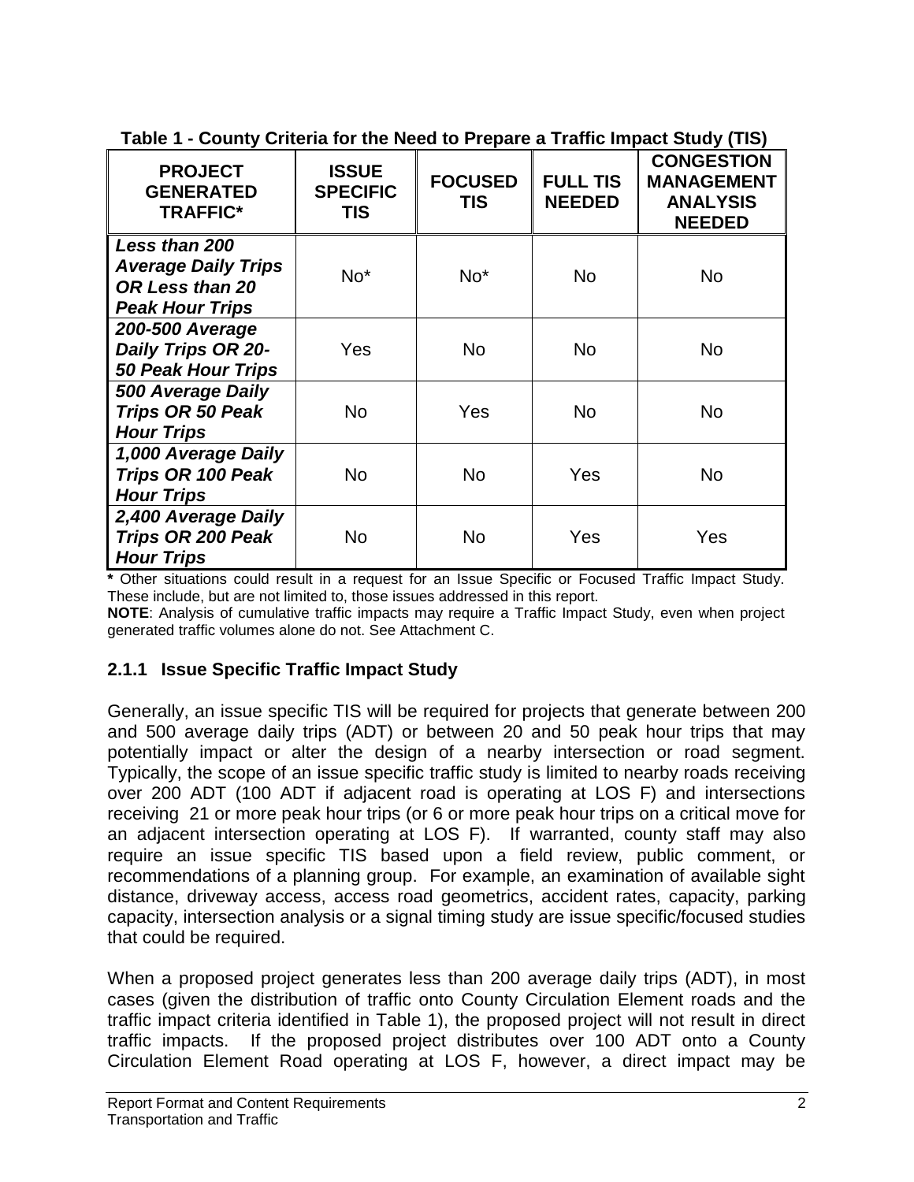**Table 1 - County Criteria for the Need to Prepare a Traffic Impact Study (TIS)**

| PROJECT GENERATED TRAFFIC* | ISSUE SPECIFIC TIS | FOCUSED TIS | FULL TIS NEEDED | CONGESTION MANAGEMENT ANALYSIS NEEDED |
|---|---|---|---|---|
| ***Less than 200 Average Daily Trips OR Less than 20 Peak Hour Trips*** | No* | No* | No | No |
| ***200-500 Average Daily Trips OR 20-50 Peak Hour Trips*** | Yes | No | No | No |
| ***500 Average Daily Trips OR 50 Peak Hour Trips*** | No | Yes | No | No |
| ***1,000 Average Daily Trips OR 100 Peak Hour Trips*** | No | No | Yes | No |
| ***2,400 Average Daily Trips OR 200 Peak Hour Trips*** | No | No | Yes | Yes |

**\*** Other situations could result in a request for an Issue Specific or Focused Traffic Impact Study. These include, but are not limited to, those issues addressed in this report.

**NOTE**: Analysis of cumulative traffic impacts may require a Traffic Impact Study, even when project generated traffic volumes alone do not. See Attachment C.

### 2.1.1 Issue Specific Traffic Impact Study

Generally, an issue specific TIS will be required for projects that generate between 200 and 500 average daily trips (ADT) or between 20 and 50 peak hour trips that may potentially impact or alter the design of a nearby intersection or road segment. Typically, the scope of an issue specific traffic study is limited to nearby roads receiving over 200 ADT (100 ADT if adjacent road is operating at LOS F) and intersections receiving 21 or more peak hour trips (or 6 or more peak hour trips on a critical move for an adjacent intersection operating at LOS F). If warranted, county staff may also require an issue specific TIS based upon a field review, public comment, or recommendations of a planning group. For example, an examination of available sight distance, driveway access, access road geometrics, accident rates, capacity, parking capacity, intersection analysis or a signal timing study are issue specific/focused studies that could be required.

When a proposed project generates less than 200 average daily trips (ADT), in most cases (given the distribution of traffic onto County Circulation Element roads and the traffic impact criteria identified in Table 1), the proposed project will not result in direct traffic impacts. If the proposed project distributes over 100 ADT onto a County Circulation Element Road operating at LOS F, however, a direct impact may be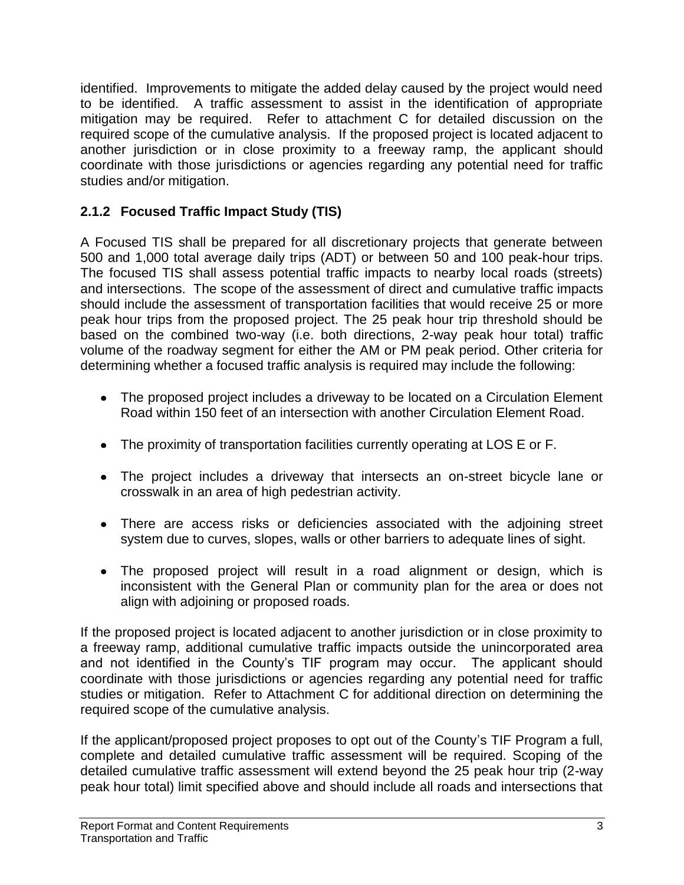identified. Improvements to mitigate the added delay caused by the project would need to be identified. A traffic assessment to assist in the identification of appropriate mitigation may be required. Refer to attachment C for detailed discussion on the required scope of the cumulative analysis. If the proposed project is located adjacent to another jurisdiction or in close proximity to a freeway ramp, the applicant should coordinate with those jurisdictions or agencies regarding any potential need for traffic studies and/or mitigation.

### 2.1.2 Focused Traffic Impact Study (TIS)

A Focused TIS shall be prepared for all discretionary projects that generate between 500 and 1,000 total average daily trips (ADT) or between 50 and 100 peak-hour trips. The focused TIS shall assess potential traffic impacts to nearby local roads (streets) and intersections. The scope of the assessment of direct and cumulative traffic impacts should include the assessment of transportation facilities that would receive 25 or more peak hour trips from the proposed project. The 25 peak hour trip threshold should be based on the combined two-way (i.e. both directions, 2-way peak hour total) traffic volume of the roadway segment for either the AM or PM peak period. Other criteria for determining whether a focused traffic analysis is required may include the following:

- The proposed project includes a driveway to be located on a Circulation Element Road within 150 feet of an intersection with another Circulation Element Road.
- The proximity of transportation facilities currently operating at LOS E or F.
- The project includes a driveway that intersects an on-street bicycle lane or crosswalk in an area of high pedestrian activity.
- There are access risks or deficiencies associated with the adjoining street system due to curves, slopes, walls or other barriers to adequate lines of sight.
- The proposed project will result in a road alignment or design, which is inconsistent with the General Plan or community plan for the area or does not align with adjoining or proposed roads.

If the proposed project is located adjacent to another jurisdiction or in close proximity to a freeway ramp, additional cumulative traffic impacts outside the unincorporated area and not identified in the County's TIF program may occur. The applicant should coordinate with those jurisdictions or agencies regarding any potential need for traffic studies or mitigation. Refer to Attachment C for additional direction on determining the required scope of the cumulative analysis.

If the applicant/proposed project proposes to opt out of the County's TIF Program a full, complete and detailed cumulative traffic assessment will be required. Scoping of the detailed cumulative traffic assessment will extend beyond the 25 peak hour trip (2-way peak hour total) limit specified above and should include all roads and intersections that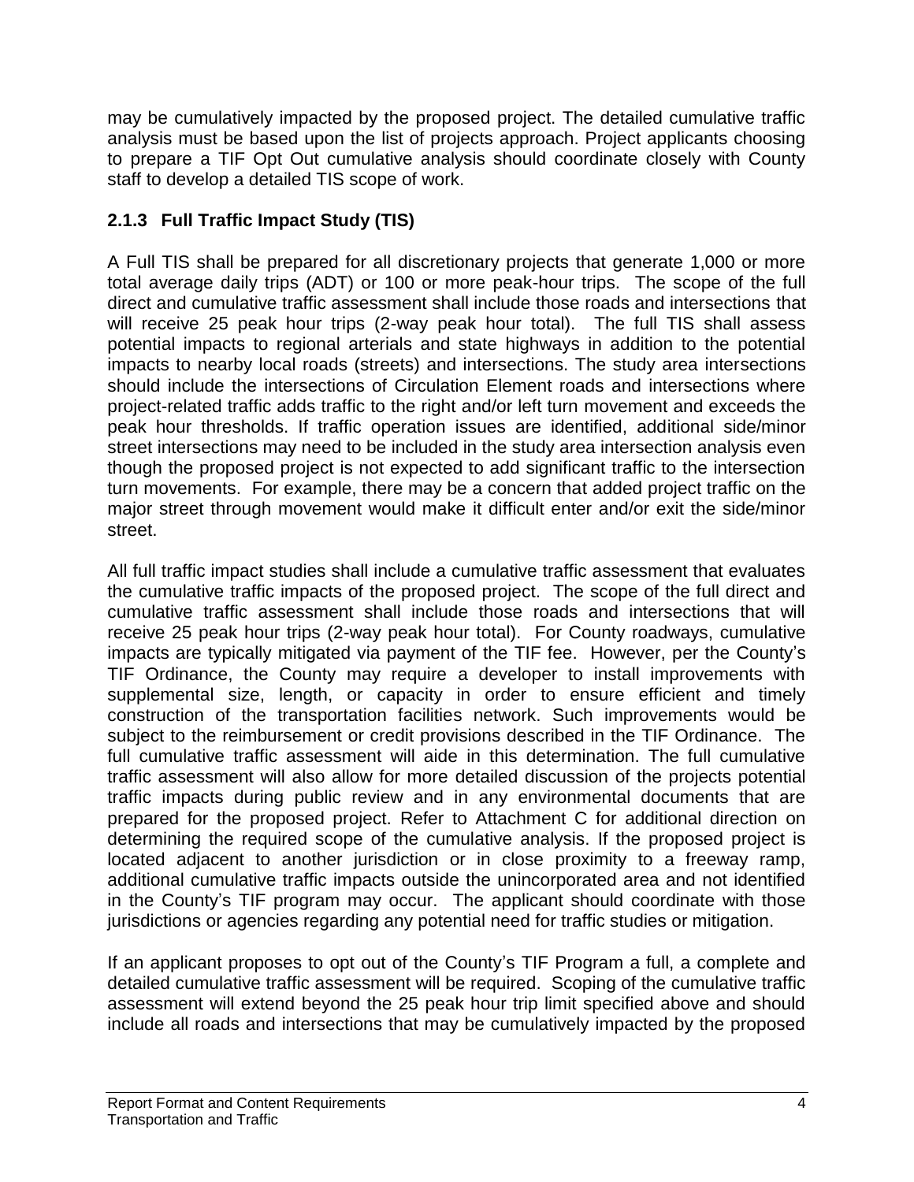may be cumulatively impacted by the proposed project. The detailed cumulative traffic analysis must be based upon the list of projects approach. Project applicants choosing to prepare a TIF Opt Out cumulative analysis should coordinate closely with County staff to develop a detailed TIS scope of work.

### 2.1.3 Full Traffic Impact Study (TIS)

A Full TIS shall be prepared for all discretionary projects that generate 1,000 or more total average daily trips (ADT) or 100 or more peak-hour trips. The scope of the full direct and cumulative traffic assessment shall include those roads and intersections that will receive 25 peak hour trips (2-way peak hour total). The full TIS shall assess potential impacts to regional arterials and state highways in addition to the potential impacts to nearby local roads (streets) and intersections. The study area intersections should include the intersections of Circulation Element roads and intersections where project-related traffic adds traffic to the right and/or left turn movement and exceeds the peak hour thresholds. If traffic operation issues are identified, additional side/minor street intersections may need to be included in the study area intersection analysis even though the proposed project is not expected to add significant traffic to the intersection turn movements. For example, there may be a concern that added project traffic on the major street through movement would make it difficult enter and/or exit the side/minor street.

All full traffic impact studies shall include a cumulative traffic assessment that evaluates the cumulative traffic impacts of the proposed project. The scope of the full direct and cumulative traffic assessment shall include those roads and intersections that will receive 25 peak hour trips (2-way peak hour total). For County roadways, cumulative impacts are typically mitigated via payment of the TIF fee. However, per the County's TIF Ordinance, the County may require a developer to install improvements with supplemental size, length, or capacity in order to ensure efficient and timely construction of the transportation facilities network. Such improvements would be subject to the reimbursement or credit provisions described in the TIF Ordinance. The full cumulative traffic assessment will aide in this determination. The full cumulative traffic assessment will also allow for more detailed discussion of the projects potential traffic impacts during public review and in any environmental documents that are prepared for the proposed project. Refer to Attachment C for additional direction on determining the required scope of the cumulative analysis. If the proposed project is located adjacent to another jurisdiction or in close proximity to a freeway ramp, additional cumulative traffic impacts outside the unincorporated area and not identified in the County's TIF program may occur. The applicant should coordinate with those jurisdictions or agencies regarding any potential need for traffic studies or mitigation.

If an applicant proposes to opt out of the County's TIF Program a full, a complete and detailed cumulative traffic assessment will be required. Scoping of the cumulative traffic assessment will extend beyond the 25 peak hour trip limit specified above and should include all roads and intersections that may be cumulatively impacted by the proposed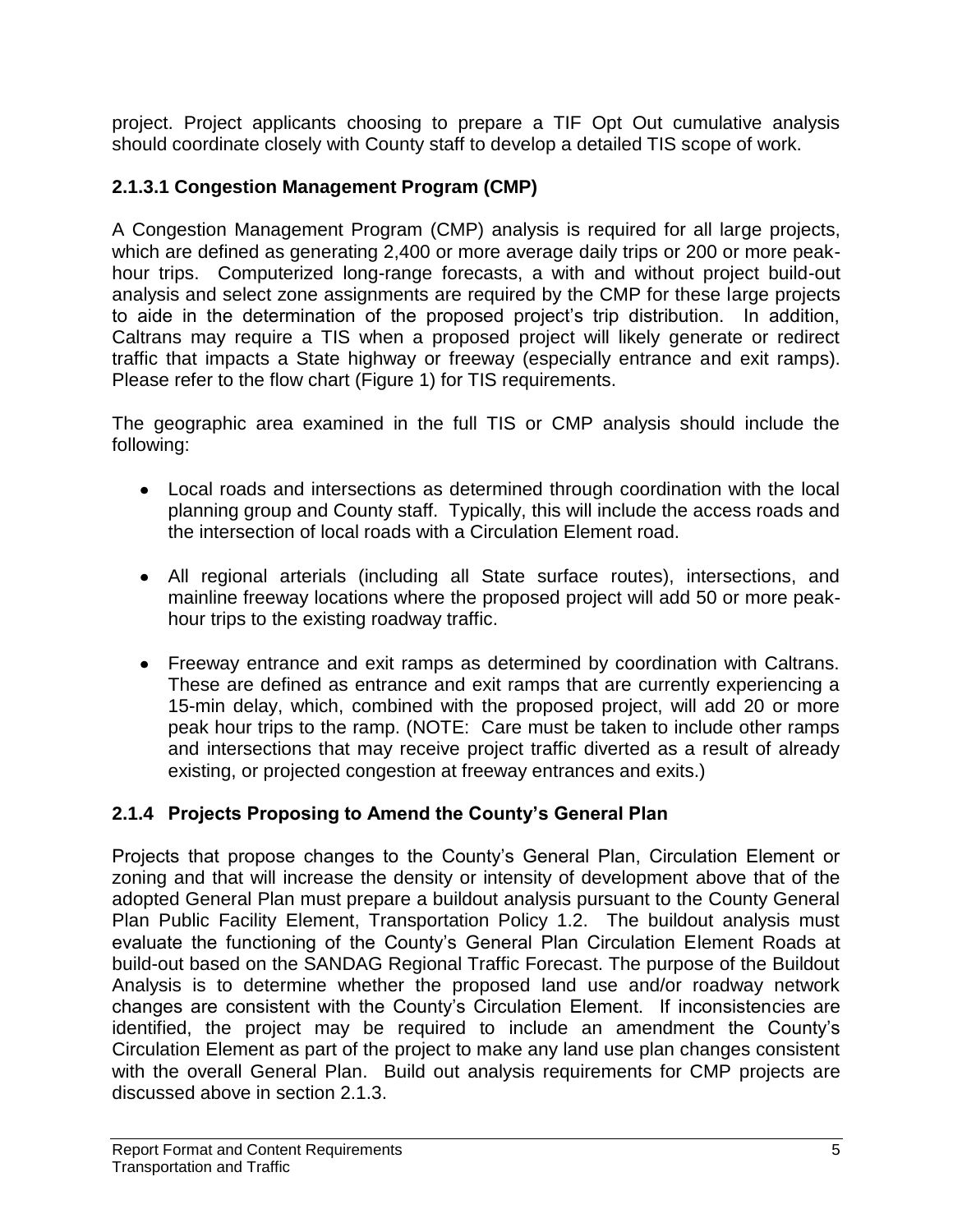project. Project applicants choosing to prepare a TIF Opt Out cumulative analysis should coordinate closely with County staff to develop a detailed TIS scope of work.

### 2.1.3.1 Congestion Management Program (CMP)

A Congestion Management Program (CMP) analysis is required for all large projects, which are defined as generating 2,400 or more average daily trips or 200 or more peak-hour trips. Computerized long-range forecasts, a with and without project build-out analysis and select zone assignments are required by the CMP for these large projects to aide in the determination of the proposed project's trip distribution. In addition, Caltrans may require a TIS when a proposed project will likely generate or redirect traffic that impacts a State highway or freeway (especially entrance and exit ramps). Please refer to the flow chart (Figure 1) for TIS requirements.

The geographic area examined in the full TIS or CMP analysis should include the following:

- Local roads and intersections as determined through coordination with the local planning group and County staff. Typically, this will include the access roads and the intersection of local roads with a Circulation Element road.
- All regional arterials (including all State surface routes), intersections, and mainline freeway locations where the proposed project will add 50 or more peak-hour trips to the existing roadway traffic.
- Freeway entrance and exit ramps as determined by coordination with Caltrans. These are defined as entrance and exit ramps that are currently experiencing a 15-min delay, which, combined with the proposed project, will add 20 or more peak hour trips to the ramp. (NOTE: Care must be taken to include other ramps and intersections that may receive project traffic diverted as a result of already existing, or projected congestion at freeway entrances and exits.)

### 2.1.4 Projects Proposing to Amend the County's General Plan

Projects that propose changes to the County's General Plan, Circulation Element or zoning and that will increase the density or intensity of development above that of the adopted General Plan must prepare a buildout analysis pursuant to the County General Plan Public Facility Element, Transportation Policy 1.2. The buildout analysis must evaluate the functioning of the County's General Plan Circulation Element Roads at build-out based on the SANDAG Regional Traffic Forecast. The purpose of the Buildout Analysis is to determine whether the proposed land use and/or roadway network changes are consistent with the County's Circulation Element. If inconsistencies are identified, the project may be required to include an amendment the County's Circulation Element as part of the project to make any land use plan changes consistent with the overall General Plan. Build out analysis requirements for CMP projects are discussed above in section 2.1.3.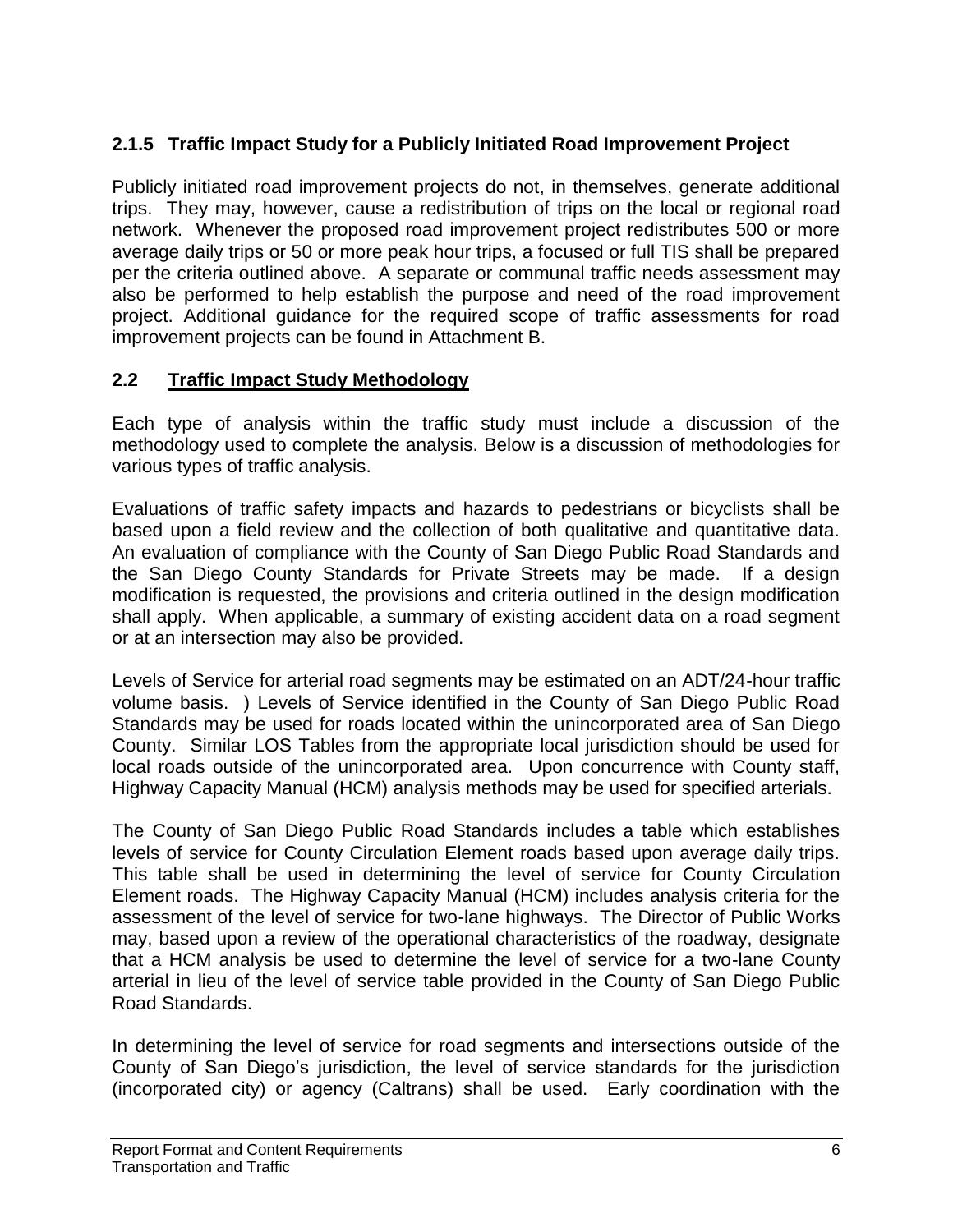### 2.1.5 Traffic Impact Study for a Publicly Initiated Road Improvement Project

Publicly initiated road improvement projects do not, in themselves, generate additional trips. They may, however, cause a redistribution of trips on the local or regional road network. Whenever the proposed road improvement project redistributes 500 or more average daily trips or 50 or more peak hour trips, a focused or full TIS shall be prepared per the criteria outlined above. A separate or communal traffic needs assessment may also be performed to help establish the purpose and need of the road improvement project. Additional guidance for the required scope of traffic assessments for road improvement projects can be found in Attachment B.

## 2.2 Traffic Impact Study Methodology

Each type of analysis within the traffic study must include a discussion of the methodology used to complete the analysis. Below is a discussion of methodologies for various types of traffic analysis.

Evaluations of traffic safety impacts and hazards to pedestrians or bicyclists shall be based upon a field review and the collection of both qualitative and quantitative data. An evaluation of compliance with the County of San Diego Public Road Standards and the San Diego County Standards for Private Streets may be made. If a design modification is requested, the provisions and criteria outlined in the design modification shall apply. When applicable, a summary of existing accident data on a road segment or at an intersection may also be provided.

Levels of Service for arterial road segments may be estimated on an ADT/24-hour traffic volume basis. ) Levels of Service identified in the County of San Diego Public Road Standards may be used for roads located within the unincorporated area of San Diego County. Similar LOS Tables from the appropriate local jurisdiction should be used for local roads outside of the unincorporated area. Upon concurrence with County staff, Highway Capacity Manual (HCM) analysis methods may be used for specified arterials.

The County of San Diego Public Road Standards includes a table which establishes levels of service for County Circulation Element roads based upon average daily trips. This table shall be used in determining the level of service for County Circulation Element roads. The Highway Capacity Manual (HCM) includes analysis criteria for the assessment of the level of service for two-lane highways. The Director of Public Works may, based upon a review of the operational characteristics of the roadway, designate that a HCM analysis be used to determine the level of service for a two-lane County arterial in lieu of the level of service table provided in the County of San Diego Public Road Standards.

In determining the level of service for road segments and intersections outside of the County of San Diego's jurisdiction, the level of service standards for the jurisdiction (incorporated city) or agency (Caltrans) shall be used. Early coordination with the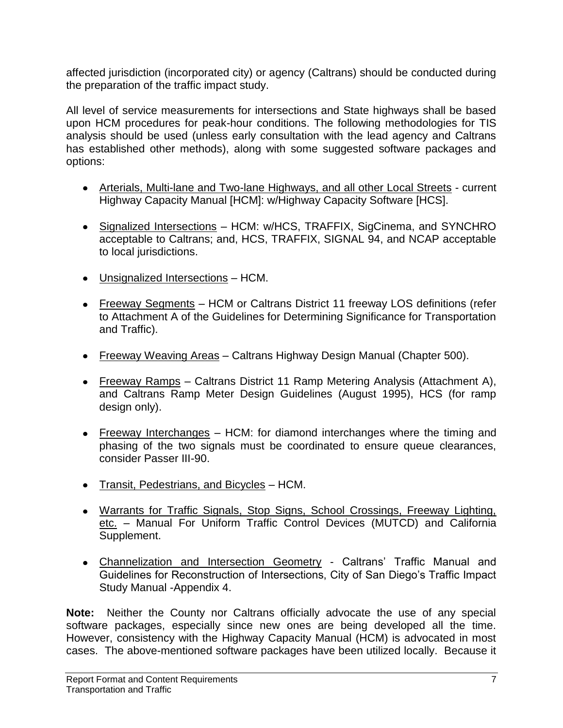affected jurisdiction (incorporated city) or agency (Caltrans) should be conducted during the preparation of the traffic impact study.

All level of service measurements for intersections and State highways shall be based upon HCM procedures for peak-hour conditions. The following methodologies for TIS analysis should be used (unless early consultation with the lead agency and Caltrans has established other methods), along with some suggested software packages and options:

- <u>Arterials, Multi-lane and Two-lane Highways, and all other Local Streets</u> - current Highway Capacity Manual [HCM]: w/Highway Capacity Software [HCS].

- <u>Signalized Intersections</u> – HCM: w/HCS, TRAFFIX, SigCinema, and SYNCHRO acceptable to Caltrans; and, HCS, TRAFFIX, SIGNAL 94, and NCAP acceptable to local jurisdictions.

- <u>Unsignalized Intersections</u> – HCM.

- <u>Freeway Segments</u> – HCM or Caltrans District 11 freeway LOS definitions (refer to Attachment A of the Guidelines for Determining Significance for Transportation and Traffic).

- <u>Freeway Weaving Areas</u> – Caltrans Highway Design Manual (Chapter 500).

- <u>Freeway Ramps</u> – Caltrans District 11 Ramp Metering Analysis (Attachment A), and Caltrans Ramp Meter Design Guidelines (August 1995), HCS (for ramp design only).

- <u>Freeway Interchanges</u> – HCM: for diamond interchanges where the timing and phasing of the two signals must be coordinated to ensure queue clearances, consider Passer III-90.

- <u>Transit, Pedestrians, and Bicycles</u> – HCM.

- <u>Warrants for Traffic Signals, Stop Signs, School Crossings, Freeway Lighting, etc.</u> – Manual For Uniform Traffic Control Devices (MUTCD) and California Supplement.

- <u>Channelization and Intersection Geometry</u> - Caltrans' Traffic Manual and Guidelines for Reconstruction of Intersections, City of San Diego's Traffic Impact Study Manual -Appendix 4.

**Note:** Neither the County nor Caltrans officially advocate the use of any special software packages, especially since new ones are being developed all the time. However, consistency with the Highway Capacity Manual (HCM) is advocated in most cases. The above-mentioned software packages have been utilized locally. Because it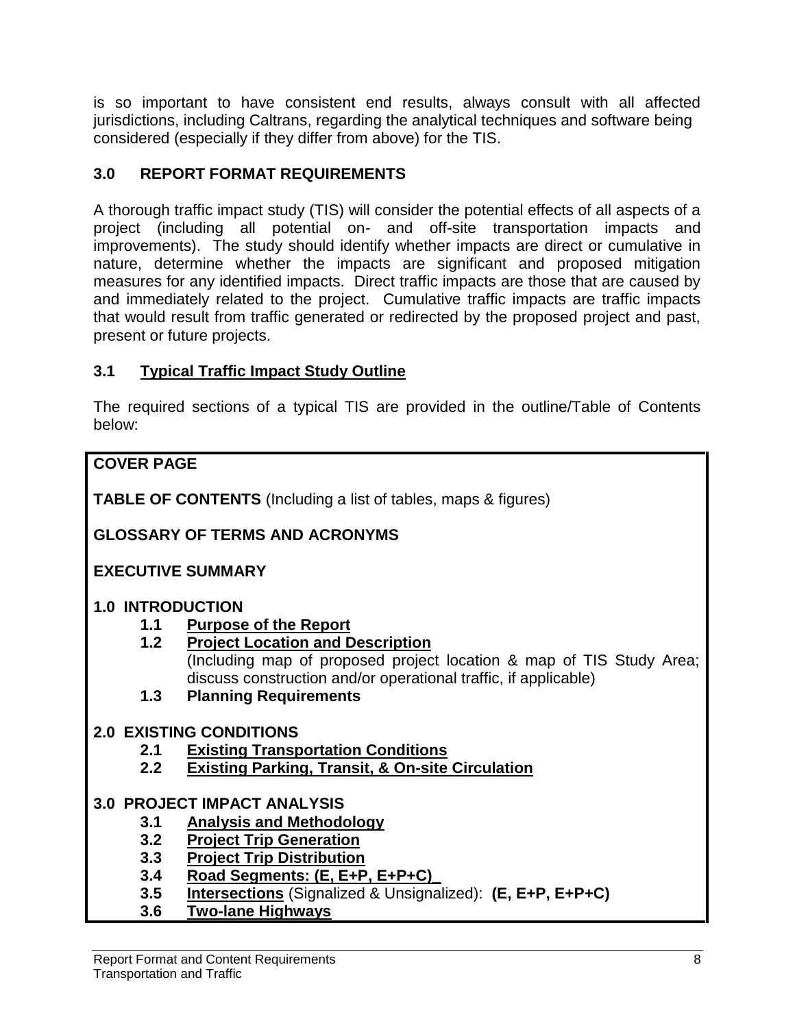is so important to have consistent end results, always consult with all affected jurisdictions, including Caltrans, regarding the analytical techniques and software being considered (especially if they differ from above) for the TIS.

## 3.0 REPORT FORMAT REQUIREMENTS

A thorough traffic impact study (TIS) will consider the potential effects of all aspects of a project (including all potential on- and off-site transportation impacts and improvements). The study should identify whether impacts are direct or cumulative in nature, determine whether the impacts are significant and proposed mitigation measures for any identified impacts. Direct traffic impacts are those that are caused by and immediately related to the project. Cumulative traffic impacts are traffic impacts that would result from traffic generated or redirected by the proposed project and past, present or future projects.

### 3.1 Typical Traffic Impact Study Outline

The required sections of a typical TIS are provided in the outline/Table of Contents below:

**COVER PAGE**

**TABLE OF CONTENTS** (Including a list of tables, maps & figures)

**GLOSSARY OF TERMS AND ACRONYMS**

**EXECUTIVE SUMMARY**

**1.0 INTRODUCTION**

- **1.1 Purpose of the Report**
- **1.2 Project Location and Description**
  (Including map of proposed project location & map of TIS Study Area; discuss construction and/or operational traffic, if applicable)
- **1.3 Planning Requirements**

**2.0 EXISTING CONDITIONS**

- **2.1 Existing Transportation Conditions**
- **2.2 Existing Parking, Transit, & On-site Circulation**

**3.0 PROJECT IMPACT ANALYSIS**

- **3.1 Analysis and Methodology**
- **3.2 Project Trip Generation**
- **3.3 Project Trip Distribution**
- **3.4 Road Segments: (E, E+P, E+P+C)**
- **3.5 Intersections** (Signalized & Unsignalized): **(E, E+P, E+P+C)**
- **3.6 Two-lane Highways**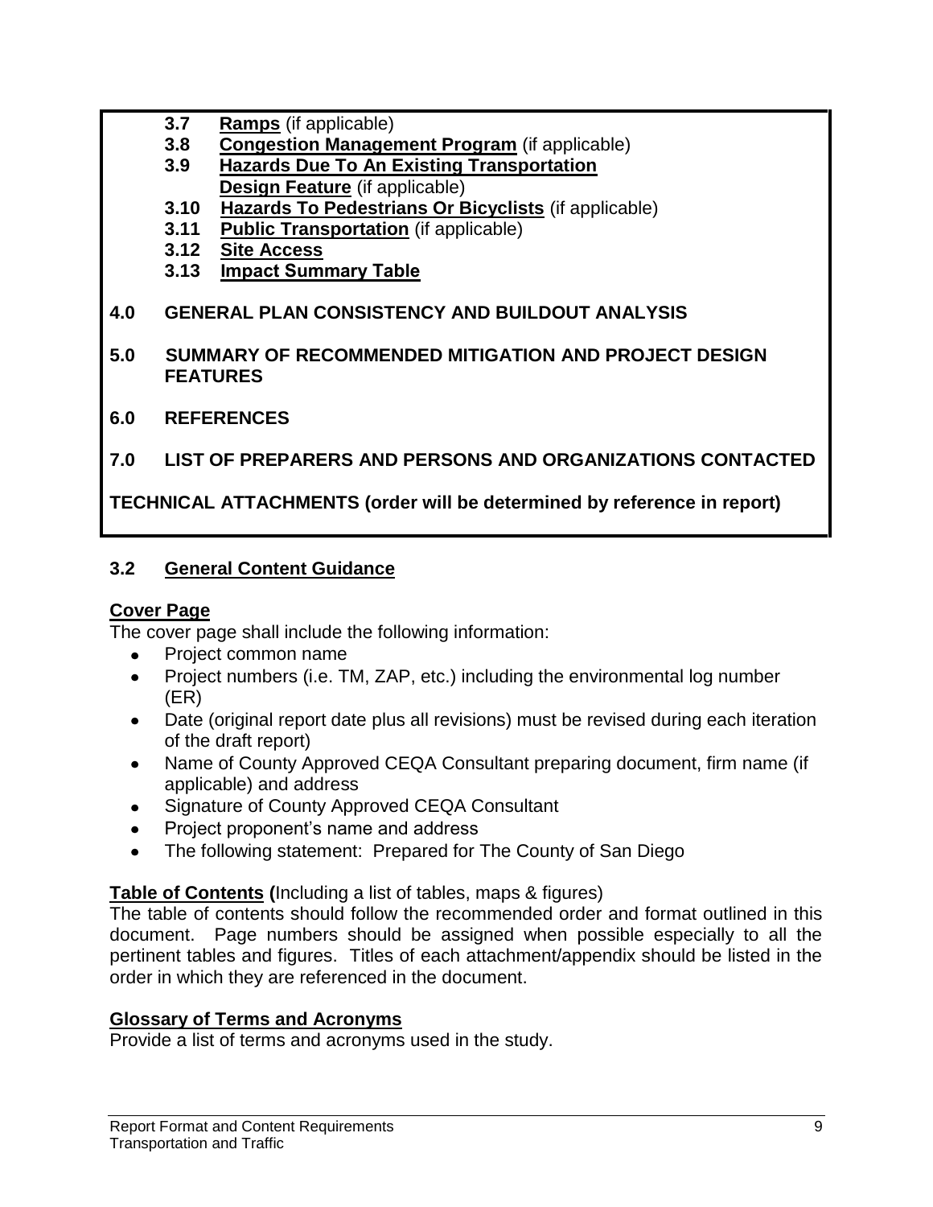3.7 **Ramps** (if applicable)
3.8 **Congestion Management Program** (if applicable)
3.9 **Hazards Due To An Existing Transportation Design Feature** (if applicable)
3.10 **Hazards To Pedestrians Or Bicyclists** (if applicable)
3.11 **Public Transportation** (if applicable)
3.12 **Site Access**
3.13 **Impact Summary Table**

**4.0 GENERAL PLAN CONSISTENCY AND BUILDOUT ANALYSIS**

**5.0 SUMMARY OF RECOMMENDED MITIGATION AND PROJECT DESIGN FEATURES**

**6.0 REFERENCES**

**7.0 LIST OF PREPARERS AND PERSONS AND ORGANIZATIONS CONTACTED**

**TECHNICAL ATTACHMENTS (order will be determined by reference in report)**

## 3.2 General Content Guidance

### Cover Page

The cover page shall include the following information:

- Project common name
- Project numbers (i.e. TM, ZAP, etc.) including the environmental log number (ER)
- Date (original report date plus all revisions) must be revised during each iteration of the draft report)
- Name of County Approved CEQA Consultant preparing document, firm name (if applicable) and address
- Signature of County Approved CEQA Consultant
- Project proponent's name and address
- The following statement: Prepared for The County of San Diego

### Table of Contents (Including a list of tables, maps & figures)

The table of contents should follow the recommended order and format outlined in this document. Page numbers should be assigned when possible especially to all the pertinent tables and figures. Titles of each attachment/appendix should be listed in the order in which they are referenced in the document.

### Glossary of Terms and Acronyms

Provide a list of terms and acronyms used in the study.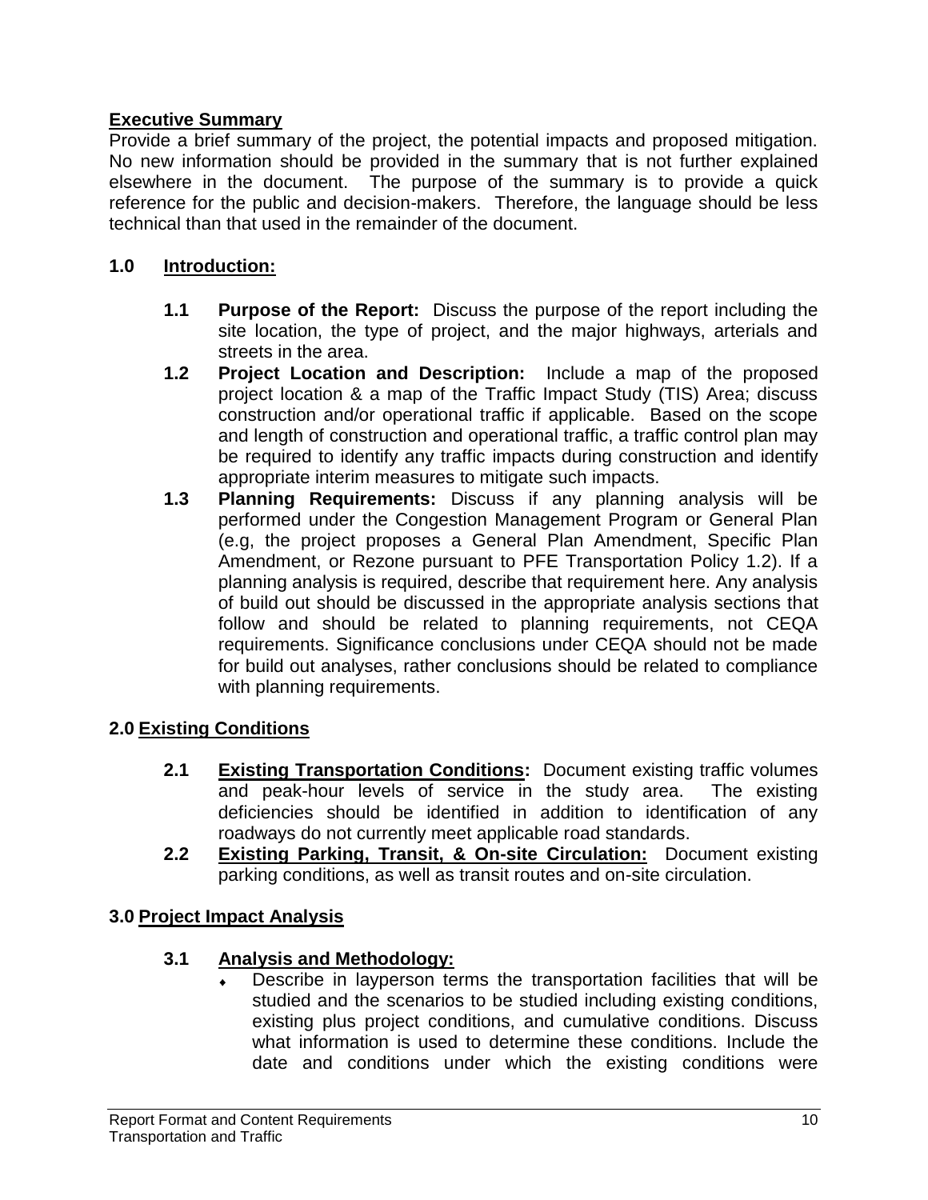## Executive Summary

Provide a brief summary of the project, the potential impacts and proposed mitigation. No new information should be provided in the summary that is not further explained elsewhere in the document. The purpose of the summary is to provide a quick reference for the public and decision-makers. Therefore, the language should be less technical than that used in the remainder of the document.

## 1.0 Introduction:

- **1.1 Purpose of the Report:** Discuss the purpose of the report including the site location, the type of project, and the major highways, arterials and streets in the area.
- **1.2 Project Location and Description:** Include a map of the proposed project location & a map of the Traffic Impact Study (TIS) Area; discuss construction and/or operational traffic if applicable. Based on the scope and length of construction and operational traffic, a traffic control plan may be required to identify any traffic impacts during construction and identify appropriate interim measures to mitigate such impacts.
- **1.3 Planning Requirements:** Discuss if any planning analysis will be performed under the Congestion Management Program or General Plan (e.g, the project proposes a General Plan Amendment, Specific Plan Amendment, or Rezone pursuant to PFE Transportation Policy 1.2). If a planning analysis is required, describe that requirement here. Any analysis of build out should be discussed in the appropriate analysis sections that follow and should be related to planning requirements, not CEQA requirements. Significance conclusions under CEQA should not be made for build out analyses, rather conclusions should be related to compliance with planning requirements.

## 2.0 Existing Conditions

- **2.1 Existing Transportation Conditions:** Document existing traffic volumes and peak-hour levels of service in the study area. The existing deficiencies should be identified in addition to identification of any roadways do not currently meet applicable road standards.
- **2.2 Existing Parking, Transit, & On-site Circulation:** Document existing parking conditions, as well as transit routes and on-site circulation.

## 3.0 Project Impact Analysis

### 3.1 Analysis and Methodology:

- Describe in layperson terms the transportation facilities that will be studied and the scenarios to be studied including existing conditions, existing plus project conditions, and cumulative conditions. Discuss what information is used to determine these conditions. Include the date and conditions under which the existing conditions were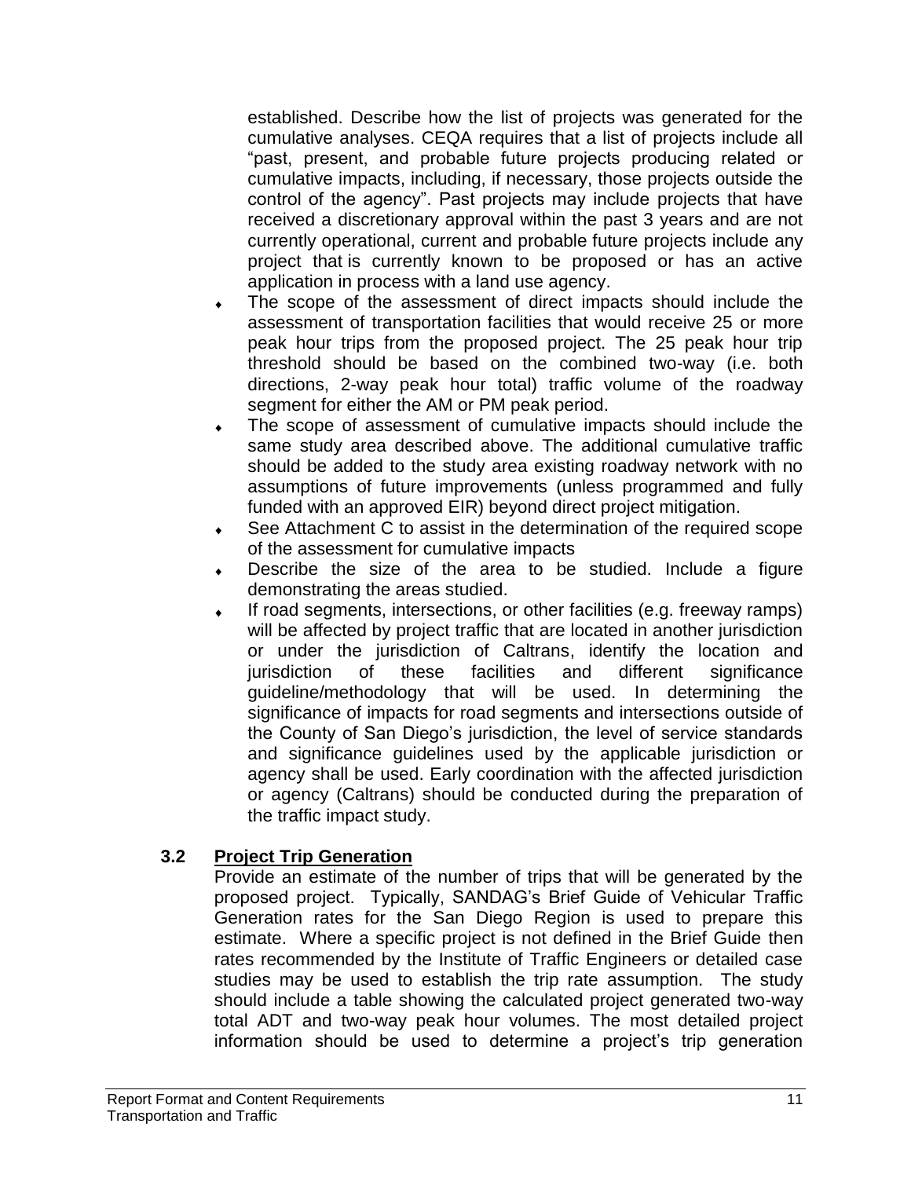established. Describe how the list of projects was generated for the cumulative analyses. CEQA requires that a list of projects include all "past, present, and probable future projects producing related or cumulative impacts, including, if necessary, those projects outside the control of the agency". Past projects may include projects that have received a discretionary approval within the past 3 years and are not currently operational, current and probable future projects include any project that is currently known to be proposed or has an active application in process with a land use agency.

- The scope of the assessment of direct impacts should include the assessment of transportation facilities that would receive 25 or more peak hour trips from the proposed project. The 25 peak hour trip threshold should be based on the combined two-way (i.e. both directions, 2-way peak hour total) traffic volume of the roadway segment for either the AM or PM peak period.
- The scope of assessment of cumulative impacts should include the same study area described above. The additional cumulative traffic should be added to the study area existing roadway network with no assumptions of future improvements (unless programmed and fully funded with an approved EIR) beyond direct project mitigation.
- See Attachment C to assist in the determination of the required scope of the assessment for cumulative impacts
- Describe the size of the area to be studied. Include a figure demonstrating the areas studied.
- If road segments, intersections, or other facilities (e.g. freeway ramps) will be affected by project traffic that are located in another jurisdiction or under the jurisdiction of Caltrans, identify the location and jurisdiction of these facilities and different significance guideline/methodology that will be used. In determining the significance of impacts for road segments and intersections outside of the County of San Diego's jurisdiction, the level of service standards and significance guidelines used by the applicable jurisdiction or agency shall be used. Early coordination with the affected jurisdiction or agency (Caltrans) should be conducted during the preparation of the traffic impact study.

### 3.2 Project Trip Generation

Provide an estimate of the number of trips that will be generated by the proposed project. Typically, SANDAG's Brief Guide of Vehicular Traffic Generation rates for the San Diego Region is used to prepare this estimate. Where a specific project is not defined in the Brief Guide then rates recommended by the Institute of Traffic Engineers or detailed case studies may be used to establish the trip rate assumption. The study should include a table showing the calculated project generated two-way total ADT and two-way peak hour volumes. The most detailed project information should be used to determine a project's trip generation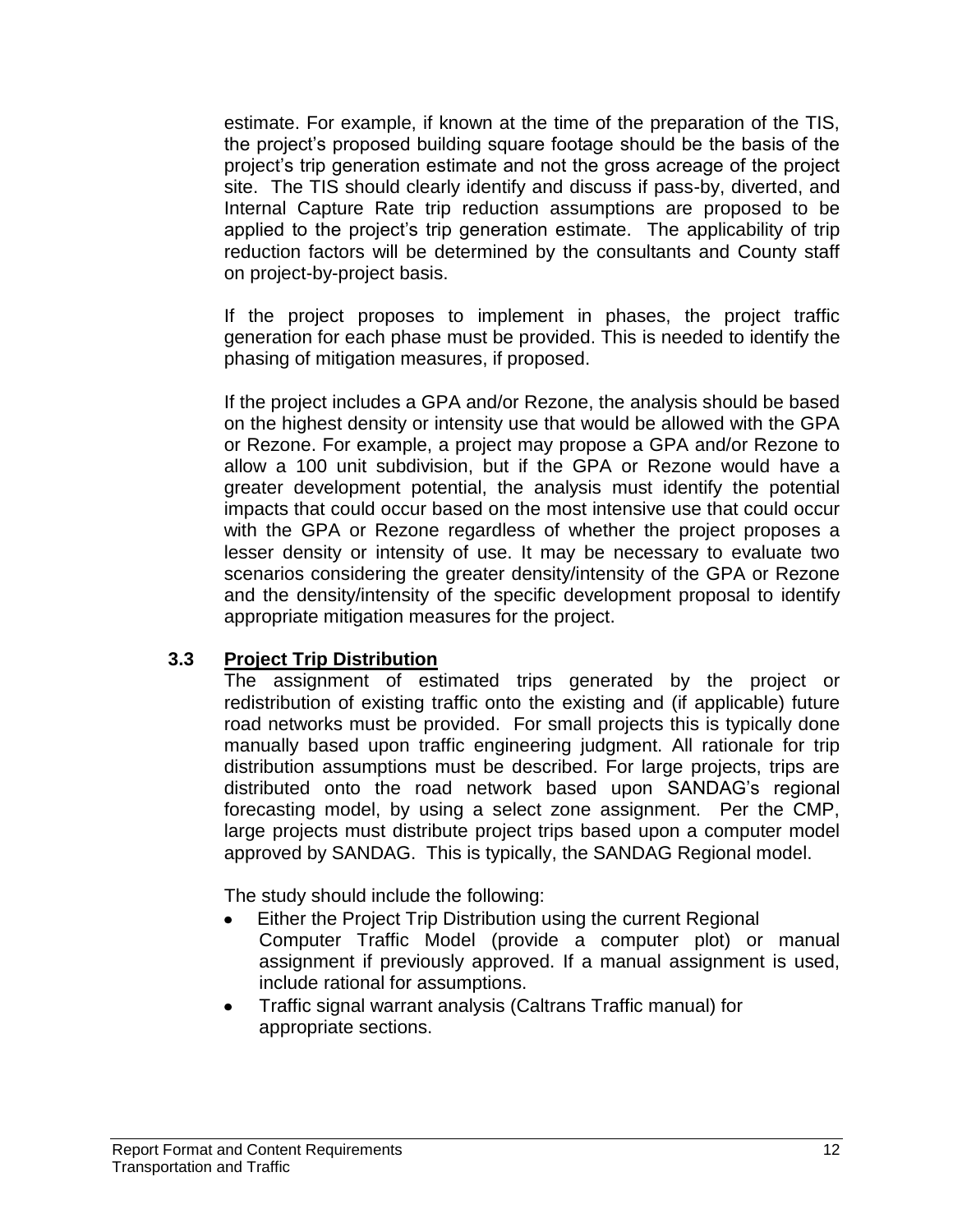estimate. For example, if known at the time of the preparation of the TIS, the project's proposed building square footage should be the basis of the project's trip generation estimate and not the gross acreage of the project site. The TIS should clearly identify and discuss if pass-by, diverted, and Internal Capture Rate trip reduction assumptions are proposed to be applied to the project's trip generation estimate. The applicability of trip reduction factors will be determined by the consultants and County staff on project-by-project basis.

If the project proposes to implement in phases, the project traffic generation for each phase must be provided. This is needed to identify the phasing of mitigation measures, if proposed.

If the project includes a GPA and/or Rezone, the analysis should be based on the highest density or intensity use that would be allowed with the GPA or Rezone. For example, a project may propose a GPA and/or Rezone to allow a 100 unit subdivision, but if the GPA or Rezone would have a greater development potential, the analysis must identify the potential impacts that could occur based on the most intensive use that could occur with the GPA or Rezone regardless of whether the project proposes a lesser density or intensity of use. It may be necessary to evaluate two scenarios considering the greater density/intensity of the GPA or Rezone and the density/intensity of the specific development proposal to identify appropriate mitigation measures for the project.

### 3.3 Project Trip Distribution

The assignment of estimated trips generated by the project or redistribution of existing traffic onto the existing and (if applicable) future road networks must be provided. For small projects this is typically done manually based upon traffic engineering judgment. All rationale for trip distribution assumptions must be described. For large projects, trips are distributed onto the road network based upon SANDAG's regional forecasting model, by using a select zone assignment. Per the CMP, large projects must distribute project trips based upon a computer model approved by SANDAG. This is typically, the SANDAG Regional model.

The study should include the following:

- Either the Project Trip Distribution using the current Regional Computer Traffic Model (provide a computer plot) or manual assignment if previously approved. If a manual assignment is used, include rational for assumptions.
- Traffic signal warrant analysis (Caltrans Traffic manual) for appropriate sections.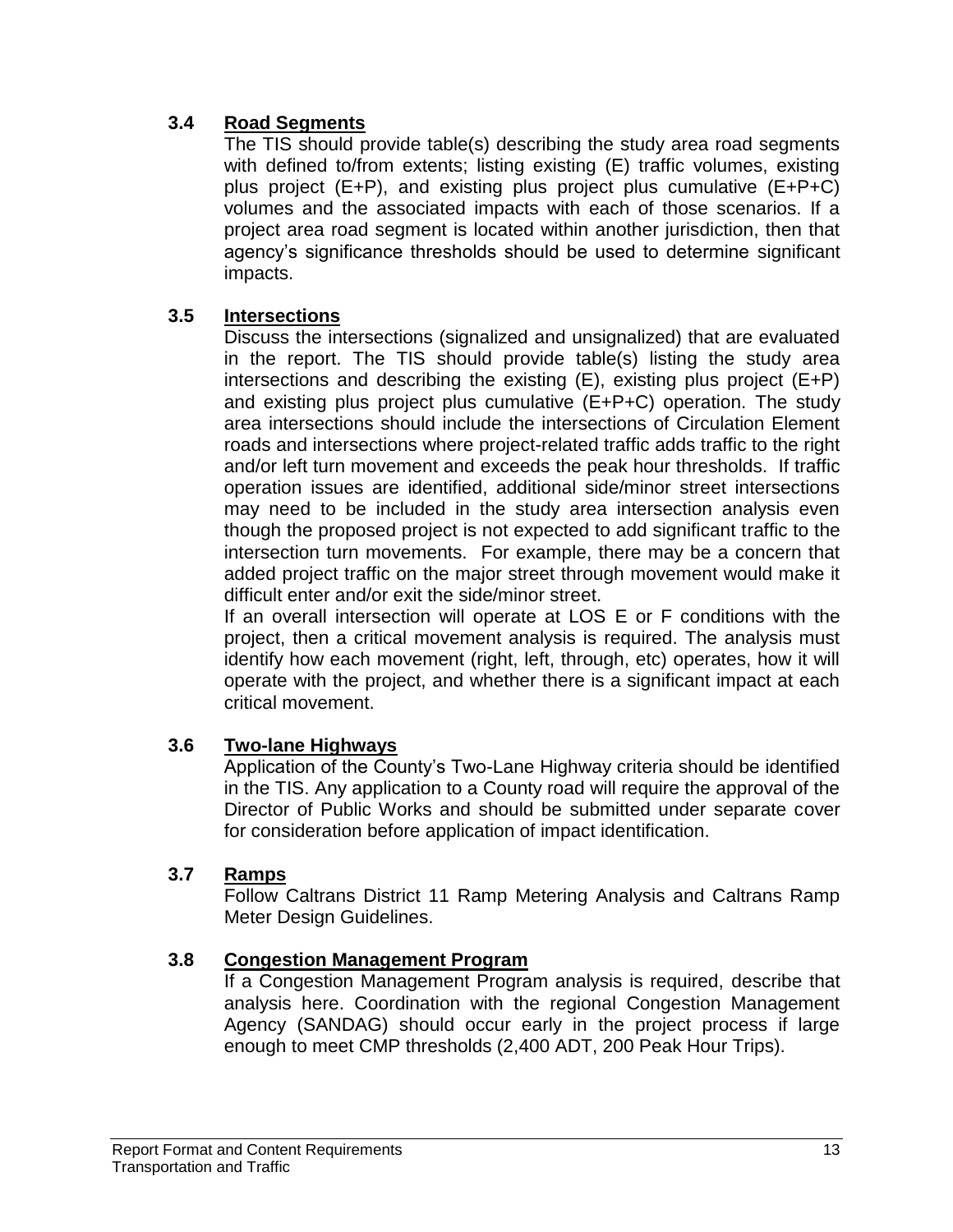### 3.4 Road Segments

The TIS should provide table(s) describing the study area road segments with defined to/from extents; listing existing (E) traffic volumes, existing plus project (E+P), and existing plus project plus cumulative (E+P+C) volumes and the associated impacts with each of those scenarios. If a project area road segment is located within another jurisdiction, then that agency's significance thresholds should be used to determine significant impacts.

### 3.5 Intersections

Discuss the intersections (signalized and unsignalized) that are evaluated in the report. The TIS should provide table(s) listing the study area intersections and describing the existing (E), existing plus project (E+P) and existing plus project plus cumulative (E+P+C) operation. The study area intersections should include the intersections of Circulation Element roads and intersections where project-related traffic adds traffic to the right and/or left turn movement and exceeds the peak hour thresholds. If traffic operation issues are identified, additional side/minor street intersections may need to be included in the study area intersection analysis even though the proposed project is not expected to add significant traffic to the intersection turn movements. For example, there may be a concern that added project traffic on the major street through movement would make it difficult enter and/or exit the side/minor street.

If an overall intersection will operate at LOS E or F conditions with the project, then a critical movement analysis is required. The analysis must identify how each movement (right, left, through, etc) operates, how it will operate with the project, and whether there is a significant impact at each critical movement.

### 3.6 Two-lane Highways

Application of the County's Two-Lane Highway criteria should be identified in the TIS. Any application to a County road will require the approval of the Director of Public Works and should be submitted under separate cover for consideration before application of impact identification.

### 3.7 Ramps

Follow Caltrans District 11 Ramp Metering Analysis and Caltrans Ramp Meter Design Guidelines.

### 3.8 Congestion Management Program

If a Congestion Management Program analysis is required, describe that analysis here. Coordination with the regional Congestion Management Agency (SANDAG) should occur early in the project process if large enough to meet CMP thresholds (2,400 ADT, 200 Peak Hour Trips).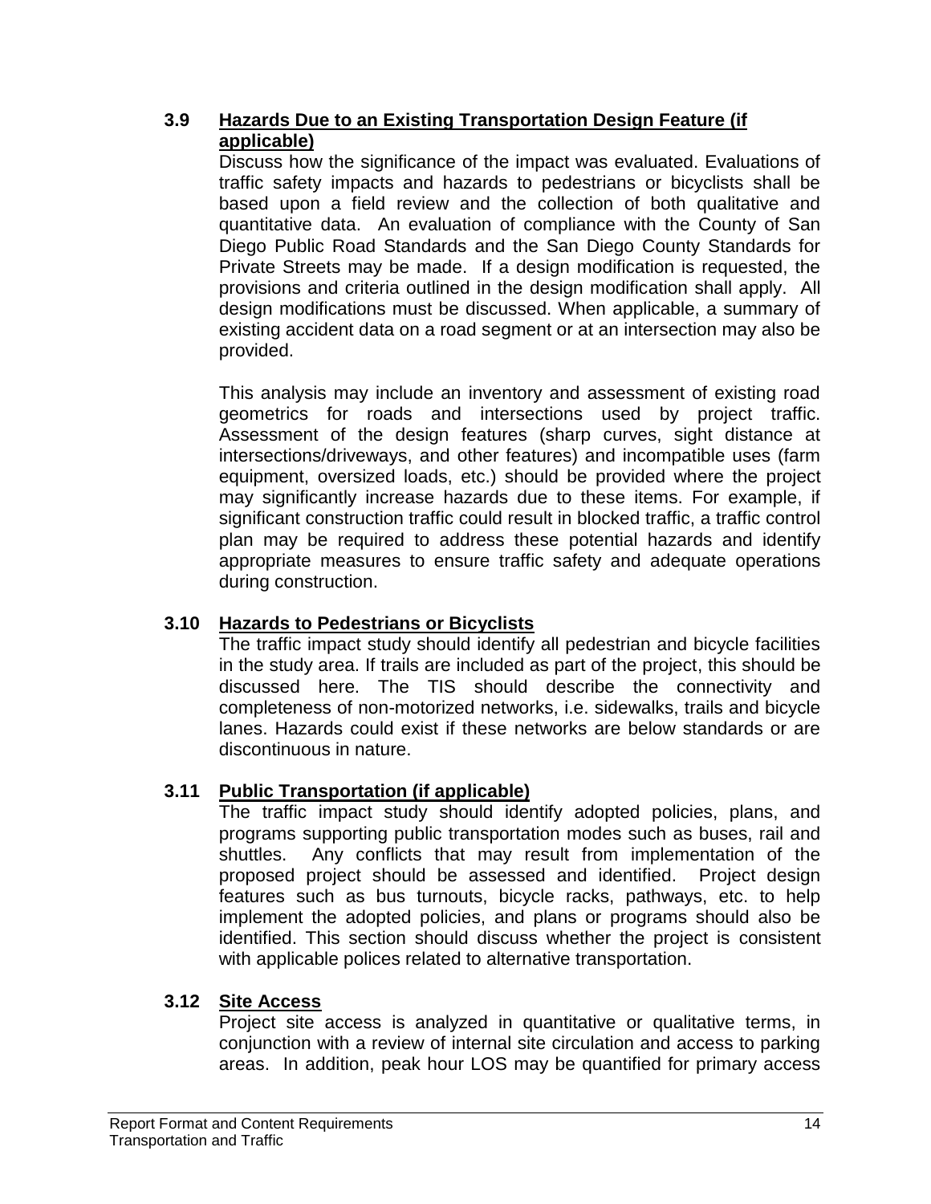### 3.9 Hazards Due to an Existing Transportation Design Feature (if applicable)

Discuss how the significance of the impact was evaluated. Evaluations of traffic safety impacts and hazards to pedestrians or bicyclists shall be based upon a field review and the collection of both qualitative and quantitative data. An evaluation of compliance with the County of San Diego Public Road Standards and the San Diego County Standards for Private Streets may be made. If a design modification is requested, the provisions and criteria outlined in the design modification shall apply. All design modifications must be discussed. When applicable, a summary of existing accident data on a road segment or at an intersection may also be provided.

This analysis may include an inventory and assessment of existing road geometrics for roads and intersections used by project traffic. Assessment of the design features (sharp curves, sight distance at intersections/driveways, and other features) and incompatible uses (farm equipment, oversized loads, etc.) should be provided where the project may significantly increase hazards due to these items. For example, if significant construction traffic could result in blocked traffic, a traffic control plan may be required to address these potential hazards and identify appropriate measures to ensure traffic safety and adequate operations during construction.

### 3.10 Hazards to Pedestrians or Bicyclists

The traffic impact study should identify all pedestrian and bicycle facilities in the study area. If trails are included as part of the project, this should be discussed here. The TIS should describe the connectivity and completeness of non-motorized networks, i.e. sidewalks, trails and bicycle lanes. Hazards could exist if these networks are below standards or are discontinuous in nature.

### 3.11 Public Transportation (if applicable)

The traffic impact study should identify adopted policies, plans, and programs supporting public transportation modes such as buses, rail and shuttles. Any conflicts that may result from implementation of the proposed project should be assessed and identified. Project design features such as bus turnouts, bicycle racks, pathways, etc. to help implement the adopted policies, and plans or programs should also be identified. This section should discuss whether the project is consistent with applicable polices related to alternative transportation.

### 3.12 Site Access

Project site access is analyzed in quantitative or qualitative terms, in conjunction with a review of internal site circulation and access to parking areas. In addition, peak hour LOS may be quantified for primary access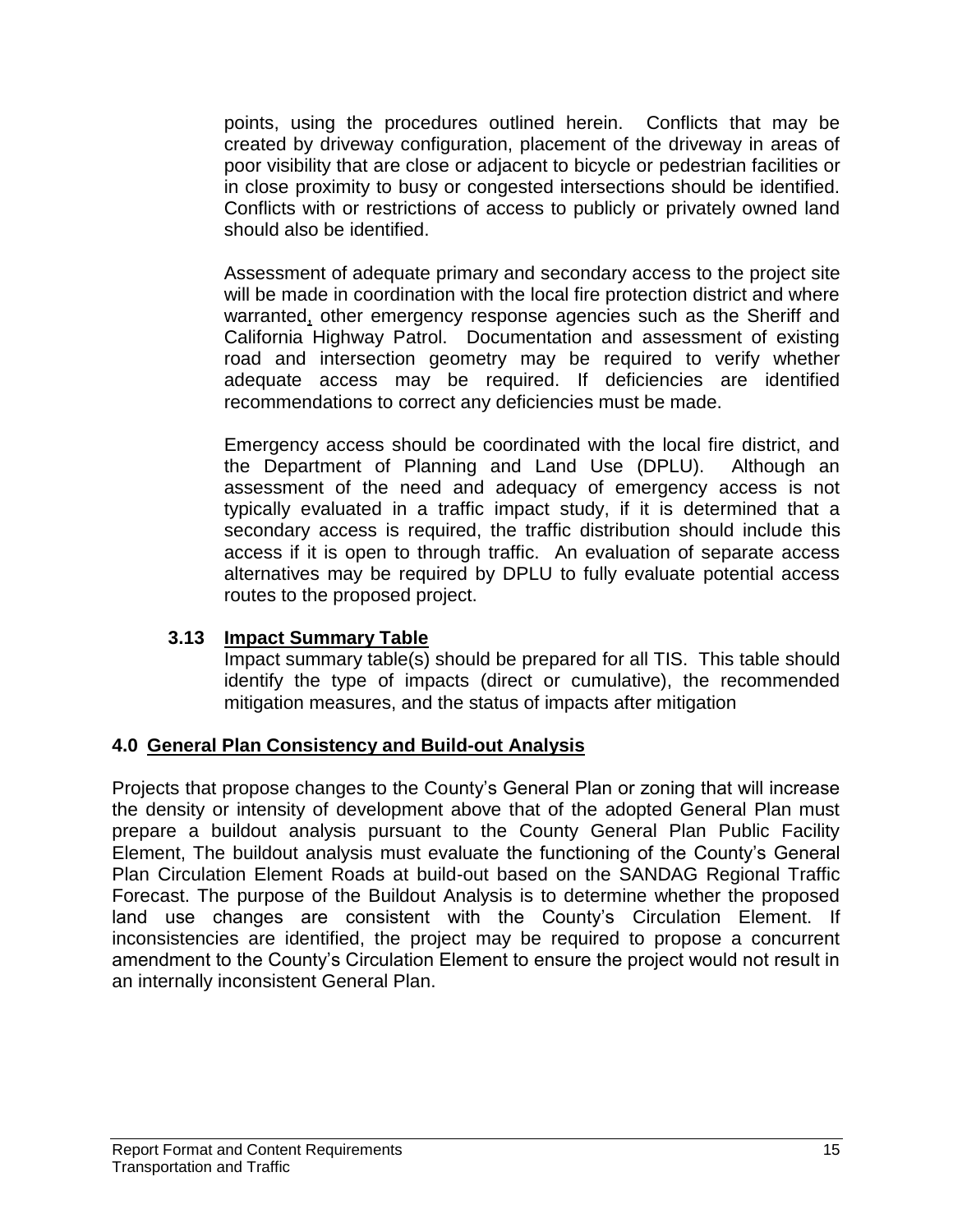points, using the procedures outlined herein. Conflicts that may be created by driveway configuration, placement of the driveway in areas of poor visibility that are close or adjacent to bicycle or pedestrian facilities or in close proximity to busy or congested intersections should be identified. Conflicts with or restrictions of access to publicly or privately owned land should also be identified.

Assessment of adequate primary and secondary access to the project site will be made in coordination with the local fire protection district and where warranted, other emergency response agencies such as the Sheriff and California Highway Patrol. Documentation and assessment of existing road and intersection geometry may be required to verify whether adequate access may be required. If deficiencies are identified recommendations to correct any deficiencies must be made.

Emergency access should be coordinated with the local fire district, and the Department of Planning and Land Use (DPLU). Although an assessment of the need and adequacy of emergency access is not typically evaluated in a traffic impact study, if it is determined that a secondary access is required, the traffic distribution should include this access if it is open to through traffic. An evaluation of separate access alternatives may be required by DPLU to fully evaluate potential access routes to the proposed project.

### 3.13 Impact Summary Table

Impact summary table(s) should be prepared for all TIS. This table should identify the type of impacts (direct or cumulative), the recommended mitigation measures, and the status of impacts after mitigation

## 4.0 General Plan Consistency and Build-out Analysis

Projects that propose changes to the County's General Plan or zoning that will increase the density or intensity of development above that of the adopted General Plan must prepare a buildout analysis pursuant to the County General Plan Public Facility Element, The buildout analysis must evaluate the functioning of the County's General Plan Circulation Element Roads at build-out based on the SANDAG Regional Traffic Forecast. The purpose of the Buildout Analysis is to determine whether the proposed land use changes are consistent with the County's Circulation Element. If inconsistencies are identified, the project may be required to propose a concurrent amendment to the County's Circulation Element to ensure the project would not result in an internally inconsistent General Plan.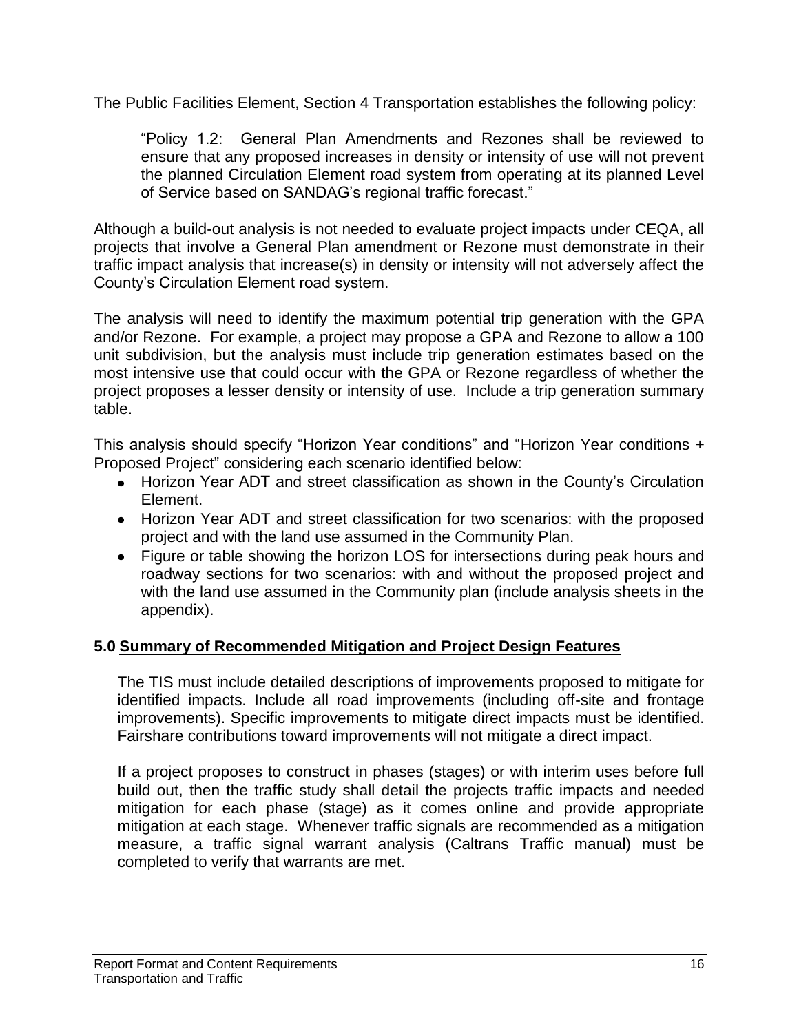The Public Facilities Element, Section 4 Transportation establishes the following policy:

> "Policy 1.2: General Plan Amendments and Rezones shall be reviewed to ensure that any proposed increases in density or intensity of use will not prevent the planned Circulation Element road system from operating at its planned Level of Service based on SANDAG's regional traffic forecast."

Although a build-out analysis is not needed to evaluate project impacts under CEQA, all projects that involve a General Plan amendment or Rezone must demonstrate in their traffic impact analysis that increase(s) in density or intensity will not adversely affect the County's Circulation Element road system.

The analysis will need to identify the maximum potential trip generation with the GPA and/or Rezone. For example, a project may propose a GPA and Rezone to allow a 100 unit subdivision, but the analysis must include trip generation estimates based on the most intensive use that could occur with the GPA or Rezone regardless of whether the project proposes a lesser density or intensity of use. Include a trip generation summary table.

This analysis should specify "Horizon Year conditions" and "Horizon Year conditions + Proposed Project" considering each scenario identified below:

- Horizon Year ADT and street classification as shown in the County's Circulation Element.
- Horizon Year ADT and street classification for two scenarios: with the proposed project and with the land use assumed in the Community Plan.
- Figure or table showing the horizon LOS for intersections during peak hours and roadway sections for two scenarios: with and without the proposed project and with the land use assumed in the Community plan (include analysis sheets in the appendix).

## 5.0 Summary of Recommended Mitigation and Project Design Features

The TIS must include detailed descriptions of improvements proposed to mitigate for identified impacts. Include all road improvements (including off-site and frontage improvements). Specific improvements to mitigate direct impacts must be identified. Fairshare contributions toward improvements will not mitigate a direct impact.

If a project proposes to construct in phases (stages) or with interim uses before full build out, then the traffic study shall detail the projects traffic impacts and needed mitigation for each phase (stage) as it comes online and provide appropriate mitigation at each stage. Whenever traffic signals are recommended as a mitigation measure, a traffic signal warrant analysis (Caltrans Traffic manual) must be completed to verify that warrants are met.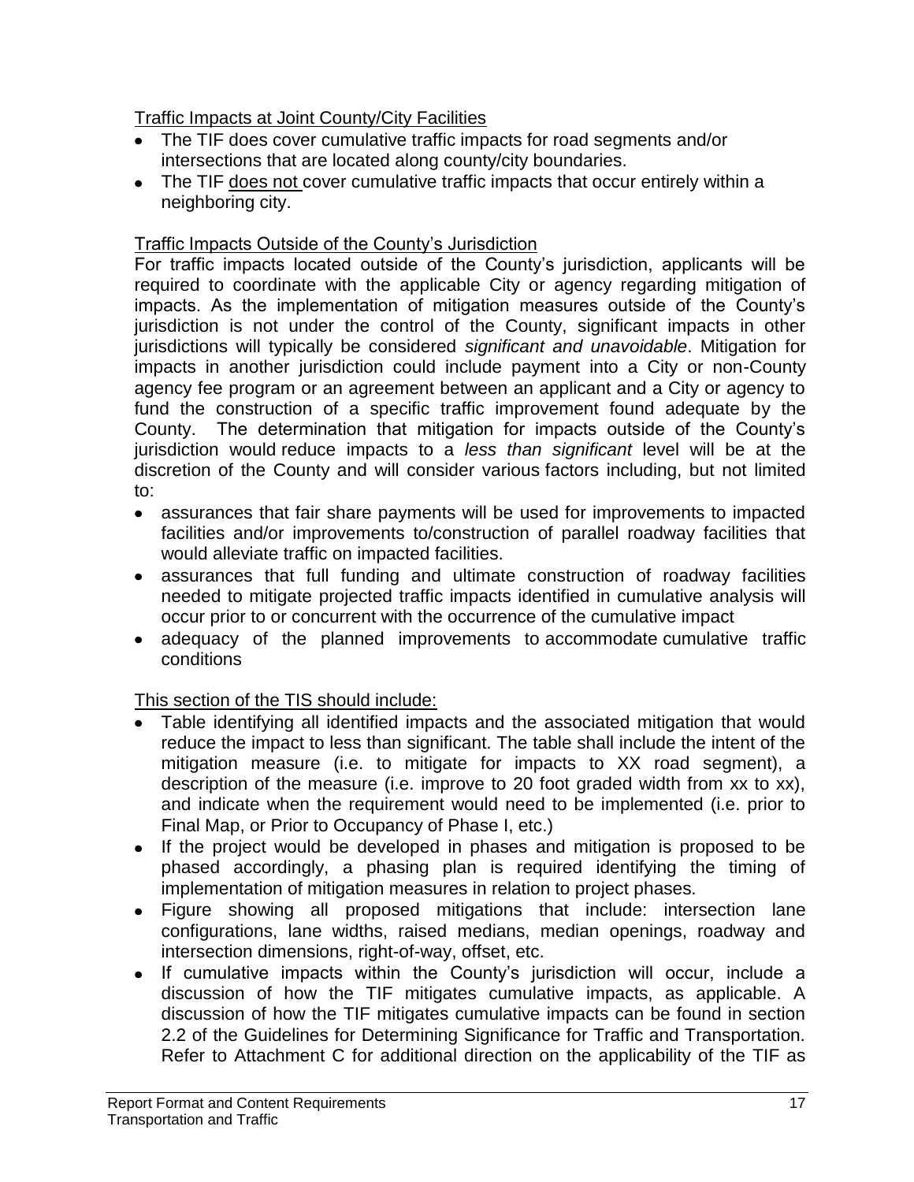Traffic Impacts at Joint County/City Facilities

- The TIF does cover cumulative traffic impacts for road segments and/or intersections that are located along county/city boundaries.
- The TIF does not cover cumulative traffic impacts that occur entirely within a neighboring city.

Traffic Impacts Outside of the County's Jurisdiction

For traffic impacts located outside of the County's jurisdiction, applicants will be required to coordinate with the applicable City or agency regarding mitigation of impacts. As the implementation of mitigation measures outside of the County's jurisdiction is not under the control of the County, significant impacts in other jurisdictions will typically be considered *significant and unavoidable*. Mitigation for impacts in another jurisdiction could include payment into a City or non-County agency fee program or an agreement between an applicant and a City or agency to fund the construction of a specific traffic improvement found adequate by the County. The determination that mitigation for impacts outside of the County's jurisdiction would reduce impacts to a *less than significant* level will be at the discretion of the County and will consider various factors including, but not limited to:

- assurances that fair share payments will be used for improvements to impacted facilities and/or improvements to/construction of parallel roadway facilities that would alleviate traffic on impacted facilities.
- assurances that full funding and ultimate construction of roadway facilities needed to mitigate projected traffic impacts identified in cumulative analysis will occur prior to or concurrent with the occurrence of the cumulative impact
- adequacy of the planned improvements to accommodate cumulative traffic conditions

This section of the TIS should include:

- Table identifying all identified impacts and the associated mitigation that would reduce the impact to less than significant. The table shall include the intent of the mitigation measure (i.e. to mitigate for impacts to XX road segment), a description of the measure (i.e. improve to 20 foot graded width from xx to xx), and indicate when the requirement would need to be implemented (i.e. prior to Final Map, or Prior to Occupancy of Phase I, etc.)
- If the project would be developed in phases and mitigation is proposed to be phased accordingly, a phasing plan is required identifying the timing of implementation of mitigation measures in relation to project phases.
- Figure showing all proposed mitigations that include: intersection lane configurations, lane widths, raised medians, median openings, roadway and intersection dimensions, right-of-way, offset, etc.
- If cumulative impacts within the County's jurisdiction will occur, include a discussion of how the TIF mitigates cumulative impacts, as applicable. A discussion of how the TIF mitigates cumulative impacts can be found in section 2.2 of the Guidelines for Determining Significance for Traffic and Transportation. Refer to Attachment C for additional direction on the applicability of the TIF as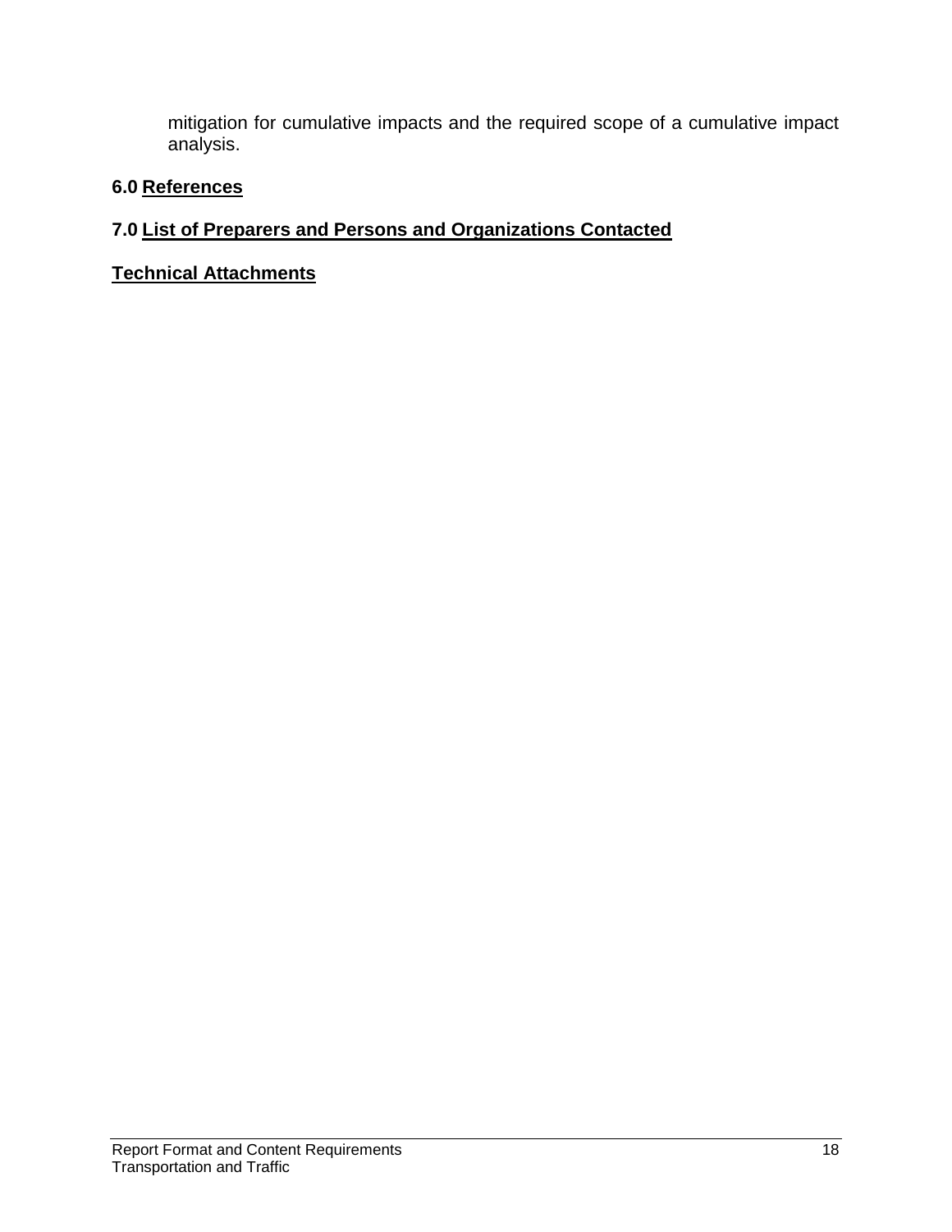mitigation for cumulative impacts and the required scope of a cumulative impact analysis.

## 6.0 References

## 7.0 List of Preparers and Persons and Organizations Contacted

## Technical Attachments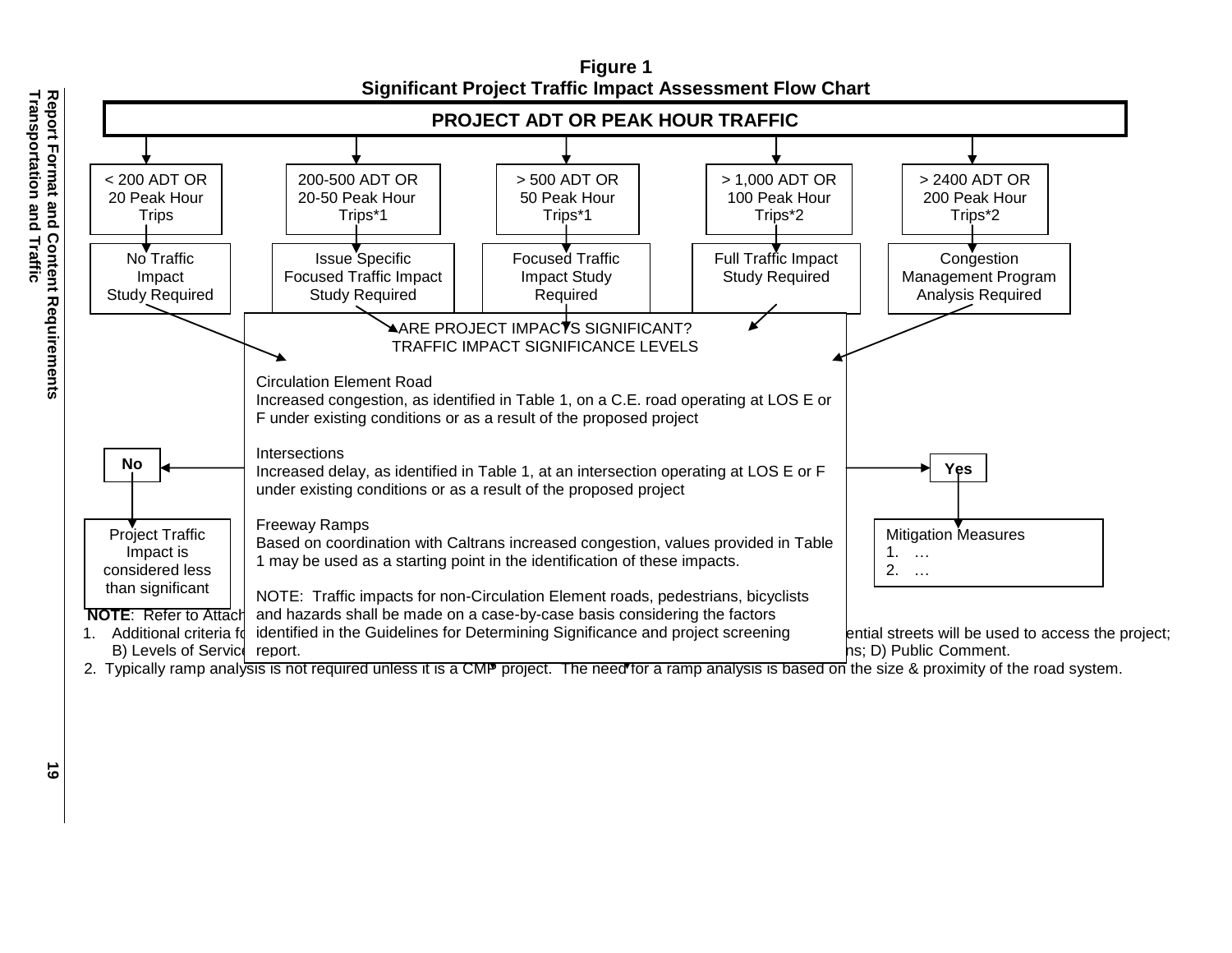# Figure 1
## Significant Project Traffic Impact Assessment Flow Chart

**PROJECT ADT OR PEAK HOUR TRAFFIC**

| < 200 ADT OR 20 Peak Hour Trips | 200-500 ADT OR 20-50 Peak Hour Trips*1 | > 500 ADT OR 50 Peak Hour Trips*1 | > 1,000 ADT OR 100 Peak Hour Trips*2 | > 2400 ADT OR 200 Peak Hour Trips*2 |
| --- | --- | --- | --- | --- |
| No Traffic Impact Study Required | Issue Specific Focused Traffic Impact Study Required | Focused Traffic Impact Study Required | Full Traffic Impact Study Required | Congestion Management Program Analysis Required |

**ARE PROJECT IMPACTS SIGNIFICANT?**
**TRAFFIC IMPACT SIGNIFICANCE LEVELS**

Circulation Element Road
Increased congestion, as identified in Table 1, on a C.E. road operating at LOS E or F under existing conditions or as a result of the proposed project

Intersections
Increased delay, as identified in Table 1, at an intersection operating at LOS E or F under existing conditions or as a result of the proposed project

Freeway Ramps
Based on coordination with Caltrans increased congestion, values provided in Table 1 may be used as a starting point in the identification of these impacts.

NOTE: Traffic impacts for non-Circulation Element roads, pedestrians, bicyclists and hazards shall be made on a case-by-case basis considering the factors identified in the Guidelines for Determining Significance and project screening report.

**No** → Project Traffic Impact is considered less than significant

**Yes** → Mitigation Measures
1. …
2. …

**NOTE**: Refer to Attach…

1. Additional criteria fo… …ential streets will be used to access the project; B) Levels of Service… …ns; D) Public Comment.
2. Typically ramp analysis is not required unless it is a CMP project. The need for a ramp analysis is based on the size & proximity of the road system.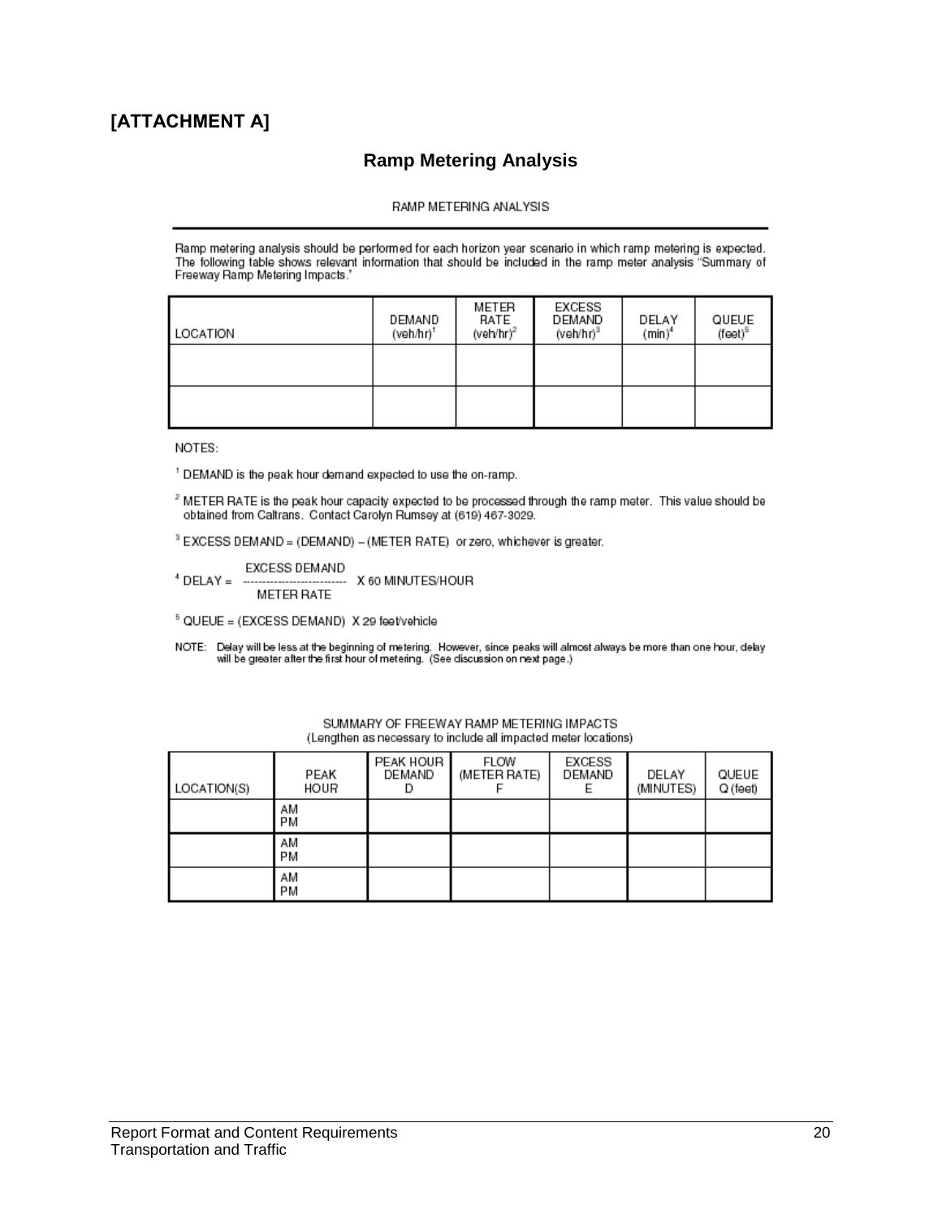# [ATTACHMENT A]

## Ramp Metering Analysis

RAMP METERING ANALYSIS

Ramp metering analysis should be performed for each horizon year scenario in which ramp metering is expected. The following table shows relevant information that should be included in the ramp meter analysis "Summary of Freeway Ramp Metering Impacts."

| LOCATION | DEMAND (veh/hr)[1] | METER RATE (veh/hr)[2] | EXCESS DEMAND (veh/hr)[3] | DELAY (min)[4] | QUEUE (feet)[5] |
|---|---|---|---|---|---|
| | | | | | |
| | | | | | |

NOTES:

[1] DEMAND is the peak hour demand expected to use the on-ramp.

[2] METER RATE is the peak hour capacity expected to be processed through the ramp meter. This value should be obtained from Caltrans. Contact Carolyn Rumsey at (619) 467-3029.

[3] EXCESS DEMAND = (DEMAND) – (METER RATE) or zero, whichever is greater.

[4] $\text{DELAY} = \dfrac{\text{EXCESS DEMAND}}{\text{METER RATE}} \times 60 \text{ MINUTES/HOUR}$

[5] QUEUE = (EXCESS DEMAND) X 29 feet/vehicle

NOTE: Delay will be less at the beginning of metering. However, since peaks will almost always be more than one hour, delay will be greater after the first hour of metering. (See discussion on next page.)

SUMMARY OF FREEWAY RAMP METERING IMPACTS
(Lengthen as necessary to include all impacted meter locations)

| LOCATION(S) | PEAK HOUR | PEAK HOUR DEMAND D | FLOW (METER RATE) F | EXCESS DEMAND E | DELAY (MINUTES) | QUEUE Q (feet) |
|---|---|---|---|---|---|---|
| | AM PM | | | | | |
| | AM PM | | | | | |
| | AM PM | | | | | |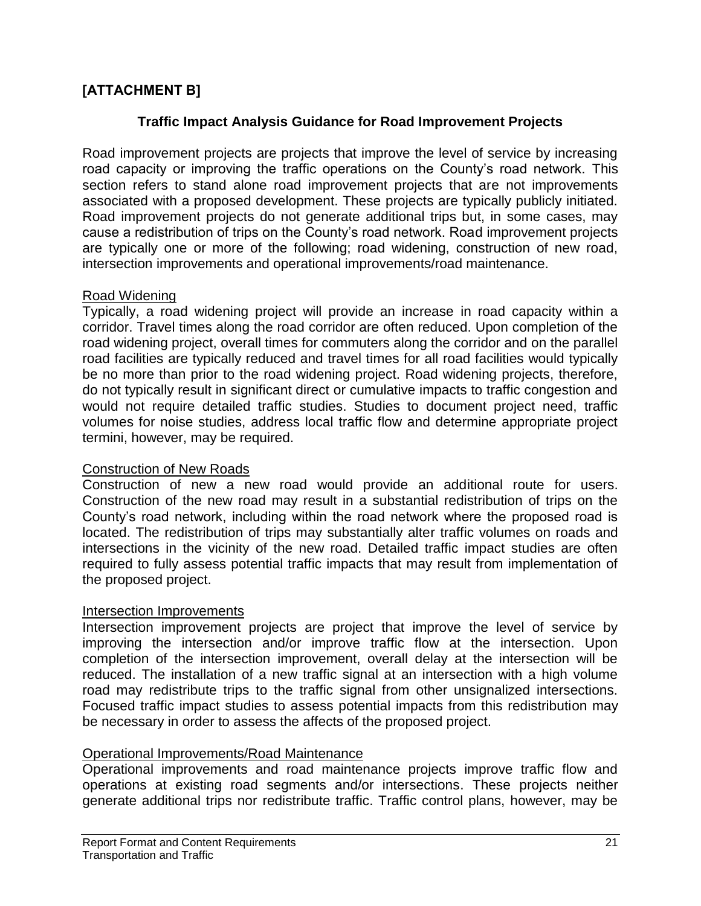**[ATTACHMENT B]**

## Traffic Impact Analysis Guidance for Road Improvement Projects

Road improvement projects are projects that improve the level of service by increasing road capacity or improving the traffic operations on the County's road network. This section refers to stand alone road improvement projects that are not improvements associated with a proposed development. These projects are typically publicly initiated. Road improvement projects do not generate additional trips but, in some cases, may cause a redistribution of trips on the County's road network. Road improvement projects are typically one or more of the following; road widening, construction of new road, intersection improvements and operational improvements/road maintenance.

### Road Widening

Typically, a road widening project will provide an increase in road capacity within a corridor. Travel times along the road corridor are often reduced. Upon completion of the road widening project, overall times for commuters along the corridor and on the parallel road facilities are typically reduced and travel times for all road facilities would typically be no more than prior to the road widening project. Road widening projects, therefore, do not typically result in significant direct or cumulative impacts to traffic congestion and would not require detailed traffic studies. Studies to document project need, traffic volumes for noise studies, address local traffic flow and determine appropriate project termini, however, may be required.

### Construction of New Roads

Construction of new a new road would provide an additional route for users. Construction of the new road may result in a substantial redistribution of trips on the County's road network, including within the road network where the proposed road is located. The redistribution of trips may substantially alter traffic volumes on roads and intersections in the vicinity of the new road. Detailed traffic impact studies are often required to fully assess potential traffic impacts that may result from implementation of the proposed project.

### Intersection Improvements

Intersection improvement projects are project that improve the level of service by improving the intersection and/or improve traffic flow at the intersection. Upon completion of the intersection improvement, overall delay at the intersection will be reduced. The installation of a new traffic signal at an intersection with a high volume road may redistribute trips to the traffic signal from other unsignalized intersections. Focused traffic impact studies to assess potential impacts from this redistribution may be necessary in order to assess the affects of the proposed project.

### Operational Improvements/Road Maintenance

Operational improvements and road maintenance projects improve traffic flow and operations at existing road segments and/or intersections. These projects neither generate additional trips nor redistribute traffic. Traffic control plans, however, may be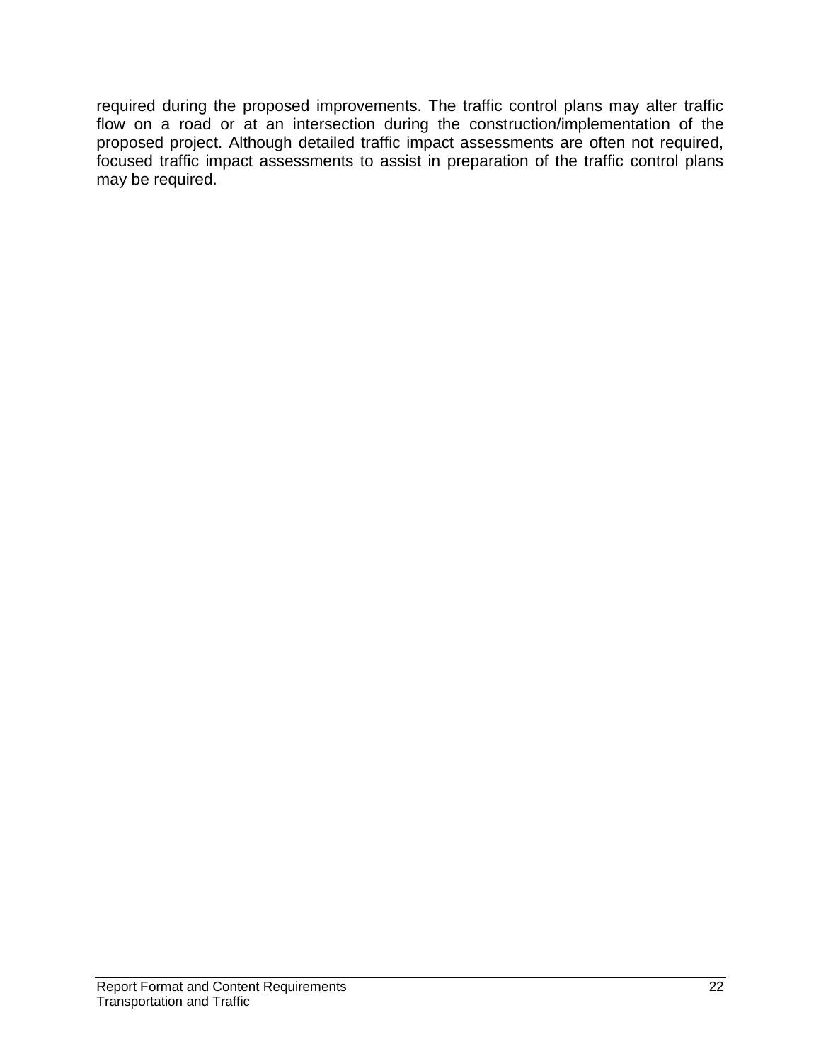required during the proposed improvements. The traffic control plans may alter traffic flow on a road or at an intersection during the construction/implementation of the proposed project. Although detailed traffic impact assessments are often not required, focused traffic impact assessments to assist in preparation of the traffic control plans may be required.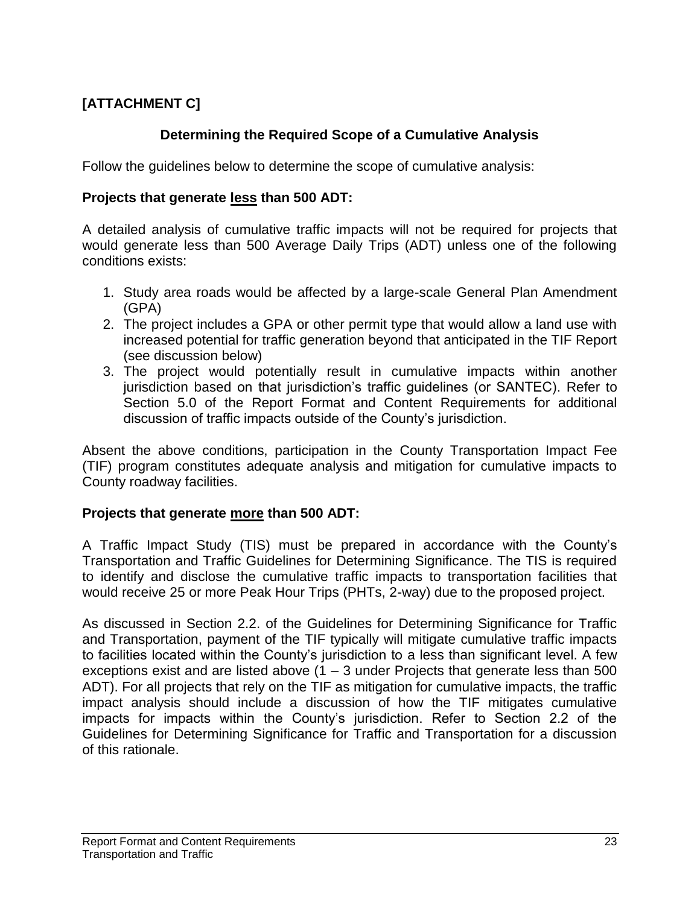**[ATTACHMENT C]**

## Determining the Required Scope of a Cumulative Analysis

Follow the guidelines below to determine the scope of cumulative analysis:

### Projects that generate less than 500 ADT:

A detailed analysis of cumulative traffic impacts will not be required for projects that would generate less than 500 Average Daily Trips (ADT) unless one of the following conditions exists:

1. Study area roads would be affected by a large-scale General Plan Amendment (GPA)
2. The project includes a GPA or other permit type that would allow a land use with increased potential for traffic generation beyond that anticipated in the TIF Report (see discussion below)
3. The project would potentially result in cumulative impacts within another jurisdiction based on that jurisdiction's traffic guidelines (or SANTEC). Refer to Section 5.0 of the Report Format and Content Requirements for additional discussion of traffic impacts outside of the County's jurisdiction.

Absent the above conditions, participation in the County Transportation Impact Fee (TIF) program constitutes adequate analysis and mitigation for cumulative impacts to County roadway facilities.

### Projects that generate more than 500 ADT:

A Traffic Impact Study (TIS) must be prepared in accordance with the County's Transportation and Traffic Guidelines for Determining Significance. The TIS is required to identify and disclose the cumulative traffic impacts to transportation facilities that would receive 25 or more Peak Hour Trips (PHTs, 2-way) due to the proposed project.

As discussed in Section 2.2. of the Guidelines for Determining Significance for Traffic and Transportation, payment of the TIF typically will mitigate cumulative traffic impacts to facilities located within the County's jurisdiction to a less than significant level. A few exceptions exist and are listed above (1 – 3 under Projects that generate less than 500 ADT). For all projects that rely on the TIF as mitigation for cumulative impacts, the traffic impact analysis should include a discussion of how the TIF mitigates cumulative impacts for impacts within the County's jurisdiction. Refer to Section 2.2 of the Guidelines for Determining Significance for Traffic and Transportation for a discussion of this rationale.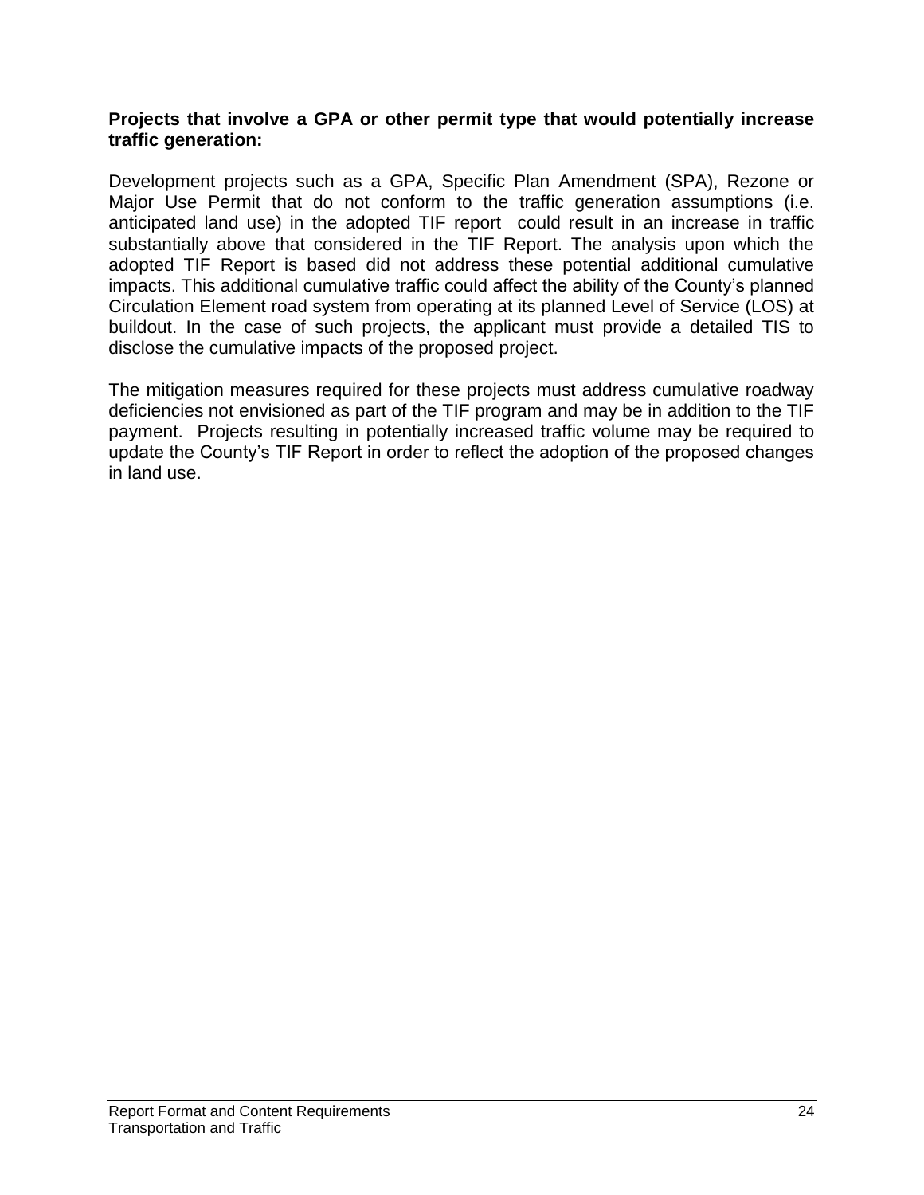**Projects that involve a GPA or other permit type that would potentially increase traffic generation:**

Development projects such as a GPA, Specific Plan Amendment (SPA), Rezone or Major Use Permit that do not conform to the traffic generation assumptions (i.e. anticipated land use) in the adopted TIF report could result in an increase in traffic substantially above that considered in the TIF Report. The analysis upon which the adopted TIF Report is based did not address these potential additional cumulative impacts. This additional cumulative traffic could affect the ability of the County's planned Circulation Element road system from operating at its planned Level of Service (LOS) at buildout. In the case of such projects, the applicant must provide a detailed TIS to disclose the cumulative impacts of the proposed project.

The mitigation measures required for these projects must address cumulative roadway deficiencies not envisioned as part of the TIF program and may be in addition to the TIF payment. Projects resulting in potentially increased traffic volume may be required to update the County's TIF Report in order to reflect the adoption of the proposed changes in land use.